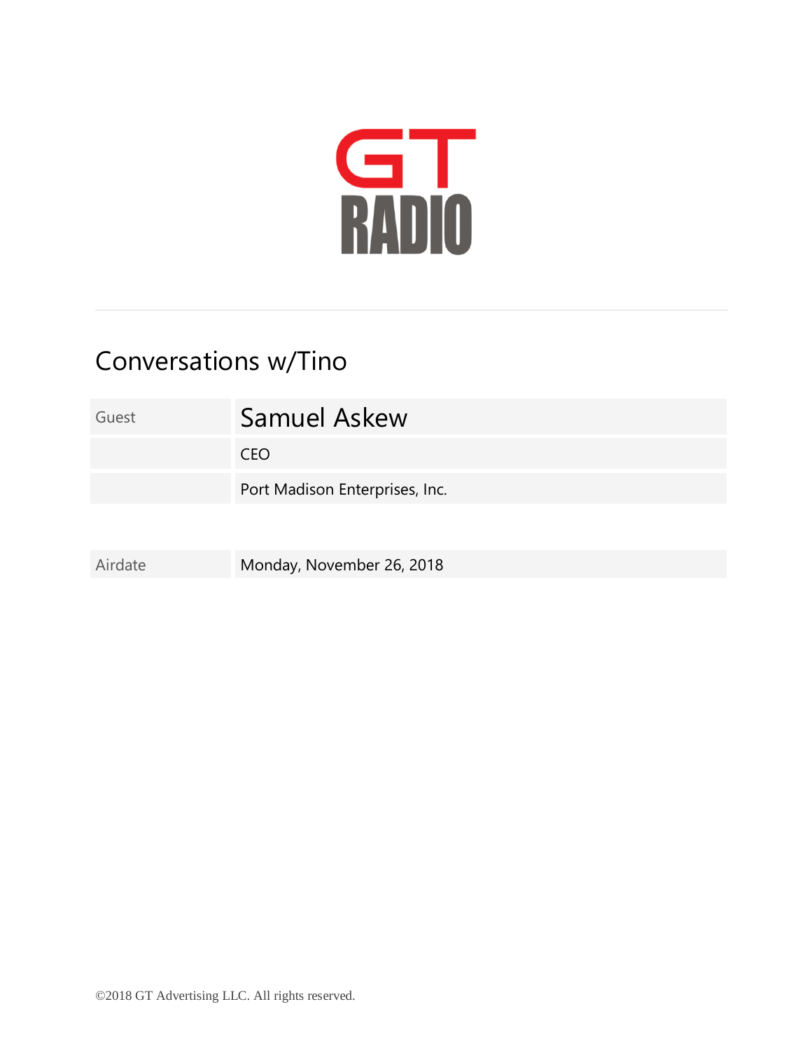GT RADIO

# Conversations w/Tino

| Guest | Samuel Askew |
| --- | --- |
| | CEO |
| | Port Madison Enterprises, Inc. |

| Airdate | Monday, November 26, 2018 |
| --- | --- |

©2018 GT Advertising LLC. All rights reserved.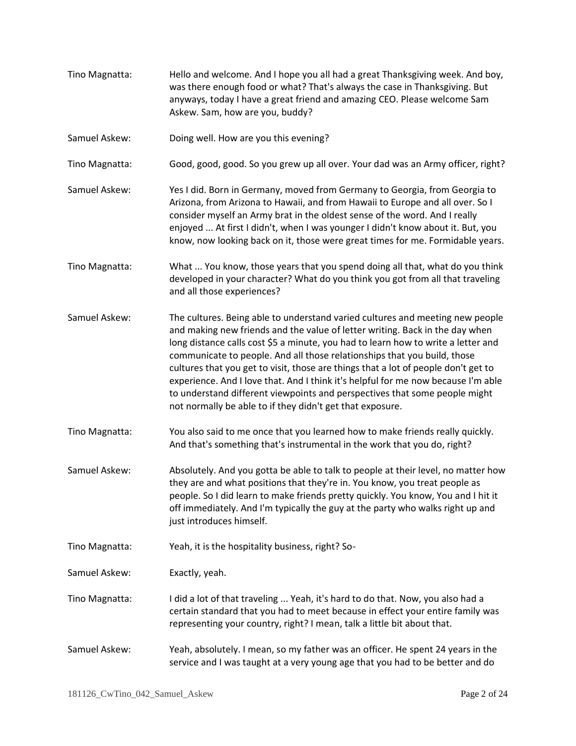Tino Magnatta: Hello and welcome. And I hope you all had a great Thanksgiving week. And boy, was there enough food or what? That's always the case in Thanksgiving. But anyways, today I have a great friend and amazing CEO. Please welcome Sam Askew. Sam, how are you, buddy?

Samuel Askew: Doing well. How are you this evening?

Tino Magnatta: Good, good, good. So you grew up all over. Your dad was an Army officer, right?

Samuel Askew: Yes I did. Born in Germany, moved from Germany to Georgia, from Georgia to Arizona, from Arizona to Hawaii, and from Hawaii to Europe and all over. So I consider myself an Army brat in the oldest sense of the word. And I really enjoyed ... At first I didn't, when I was younger I didn't know about it. But, you know, now looking back on it, those were great times for me. Formidable years.

Tino Magnatta: What ... You know, those years that you spend doing all that, what do you think developed in your character? What do you think you got from all that traveling and all those experiences?

Samuel Askew: The cultures. Being able to understand varied cultures and meeting new people and making new friends and the value of letter writing. Back in the day when long distance calls cost $5 a minute, you had to learn how to write a letter and communicate to people. And all those relationships that you build, those cultures that you get to visit, those are things that a lot of people don't get to experience. And I love that. And I think it's helpful for me now because I'm able to understand different viewpoints and perspectives that some people might not normally be able to if they didn't get that exposure.

Tino Magnatta: You also said to me once that you learned how to make friends really quickly. And that's something that's instrumental in the work that you do, right?

Samuel Askew: Absolutely. And you gotta be able to talk to people at their level, no matter how they are and what positions that they're in. You know, you treat people as people. So I did learn to make friends pretty quickly. You know, You and I hit it off immediately. And I'm typically the guy at the party who walks right up and just introduces himself.

Tino Magnatta: Yeah, it is the hospitality business, right? So-

Samuel Askew: Exactly, yeah.

Tino Magnatta: I did a lot of that traveling ... Yeah, it's hard to do that. Now, you also had a certain standard that you had to meet because in effect your entire family was representing your country, right? I mean, talk a little bit about that.

Samuel Askew: Yeah, absolutely. I mean, so my father was an officer. He spent 24 years in the service and I was taught at a very young age that you had to be better and do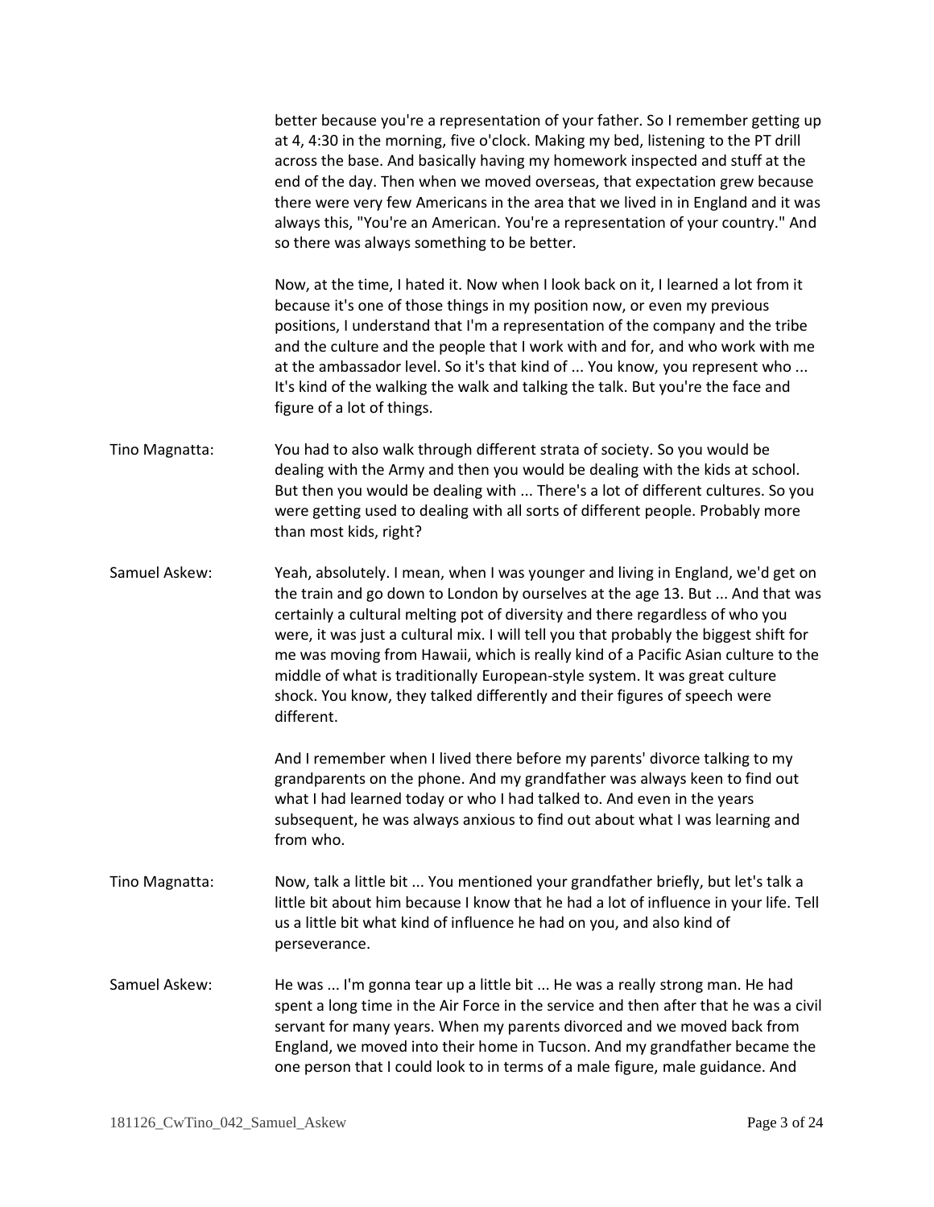better because you're a representation of your father. So I remember getting up at 4, 4:30 in the morning, five o'clock. Making my bed, listening to the PT drill across the base. And basically having my homework inspected and stuff at the end of the day. Then when we moved overseas, that expectation grew because there were very few Americans in the area that we lived in in England and it was always this, "You're an American. You're a representation of your country." And so there was always something to be better.

Now, at the time, I hated it. Now when I look back on it, I learned a lot from it because it's one of those things in my position now, or even my previous positions, I understand that I'm a representation of the company and the tribe and the culture and the people that I work with and for, and who work with me at the ambassador level. So it's that kind of ... You know, you represent who ... It's kind of the walking the walk and talking the talk. But you're the face and figure of a lot of things.

Tino Magnatta: You had to also walk through different strata of society. So you would be dealing with the Army and then you would be dealing with the kids at school. But then you would be dealing with ... There's a lot of different cultures. So you were getting used to dealing with all sorts of different people. Probably more than most kids, right?

Samuel Askew: Yeah, absolutely. I mean, when I was younger and living in England, we'd get on the train and go down to London by ourselves at the age 13. But ... And that was certainly a cultural melting pot of diversity and there regardless of who you were, it was just a cultural mix. I will tell you that probably the biggest shift for me was moving from Hawaii, which is really kind of a Pacific Asian culture to the middle of what is traditionally European-style system. It was great culture shock. You know, they talked differently and their figures of speech were different.

And I remember when I lived there before my parents' divorce talking to my grandparents on the phone. And my grandfather was always keen to find out what I had learned today or who I had talked to. And even in the years subsequent, he was always anxious to find out about what I was learning and from who.

Tino Magnatta: Now, talk a little bit ... You mentioned your grandfather briefly, but let's talk a little bit about him because I know that he had a lot of influence in your life. Tell us a little bit what kind of influence he had on you, and also kind of perseverance.

Samuel Askew: He was ... I'm gonna tear up a little bit ... He was a really strong man. He had spent a long time in the Air Force in the service and then after that he was a civil servant for many years. When my parents divorced and we moved back from England, we moved into their home in Tucson. And my grandfather became the one person that I could look to in terms of a male figure, male guidance. And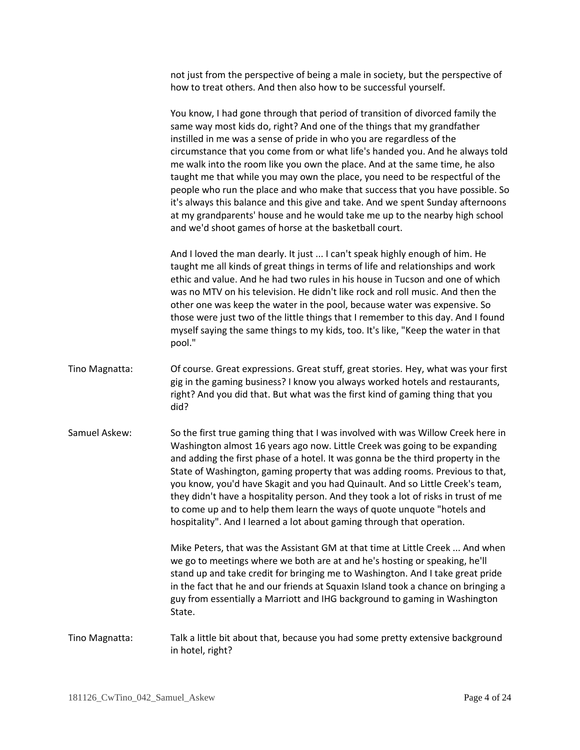not just from the perspective of being a male in society, but the perspective of how to treat others. And then also how to be successful yourself.

You know, I had gone through that period of transition of divorced family the same way most kids do, right? And one of the things that my grandfather instilled in me was a sense of pride in who you are regardless of the circumstance that you come from or what life's handed you. And he always told me walk into the room like you own the place. And at the same time, he also taught me that while you may own the place, you need to be respectful of the people who run the place and who make that success that you have possible. So it's always this balance and this give and take. And we spent Sunday afternoons at my grandparents' house and he would take me up to the nearby high school and we'd shoot games of horse at the basketball court.

And I loved the man dearly. It just ... I can't speak highly enough of him. He taught me all kinds of great things in terms of life and relationships and work ethic and value. And he had two rules in his house in Tucson and one of which was no MTV on his television. He didn't like rock and roll music. And then the other one was keep the water in the pool, because water was expensive. So those were just two of the little things that I remember to this day. And I found myself saying the same things to my kids, too. It's like, "Keep the water in that pool."

**Tino Magnatta:** Of course. Great expressions. Great stuff, great stories. Hey, what was your first gig in the gaming business? I know you always worked hotels and restaurants, right? And you did that. But what was the first kind of gaming thing that you did?

**Samuel Askew:** So the first true gaming thing that I was involved with was Willow Creek here in Washington almost 16 years ago now. Little Creek was going to be expanding and adding the first phase of a hotel. It was gonna be the third property in the State of Washington, gaming property that was adding rooms. Previous to that, you know, you'd have Skagit and you had Quinault. And so Little Creek's team, they didn't have a hospitality person. And they took a lot of risks in trust of me to come up and to help them learn the ways of quote unquote "hotels and hospitality". And I learned a lot about gaming through that operation.

Mike Peters, that was the Assistant GM at that time at Little Creek ... And when we go to meetings where we both are at and he's hosting or speaking, he'll stand up and take credit for bringing me to Washington. And I take great pride in the fact that he and our friends at Squaxin Island took a chance on bringing a guy from essentially a Marriott and IHG background to gaming in Washington State.

**Tino Magnatta:** Talk a little bit about that, because you had some pretty extensive background in hotel, right?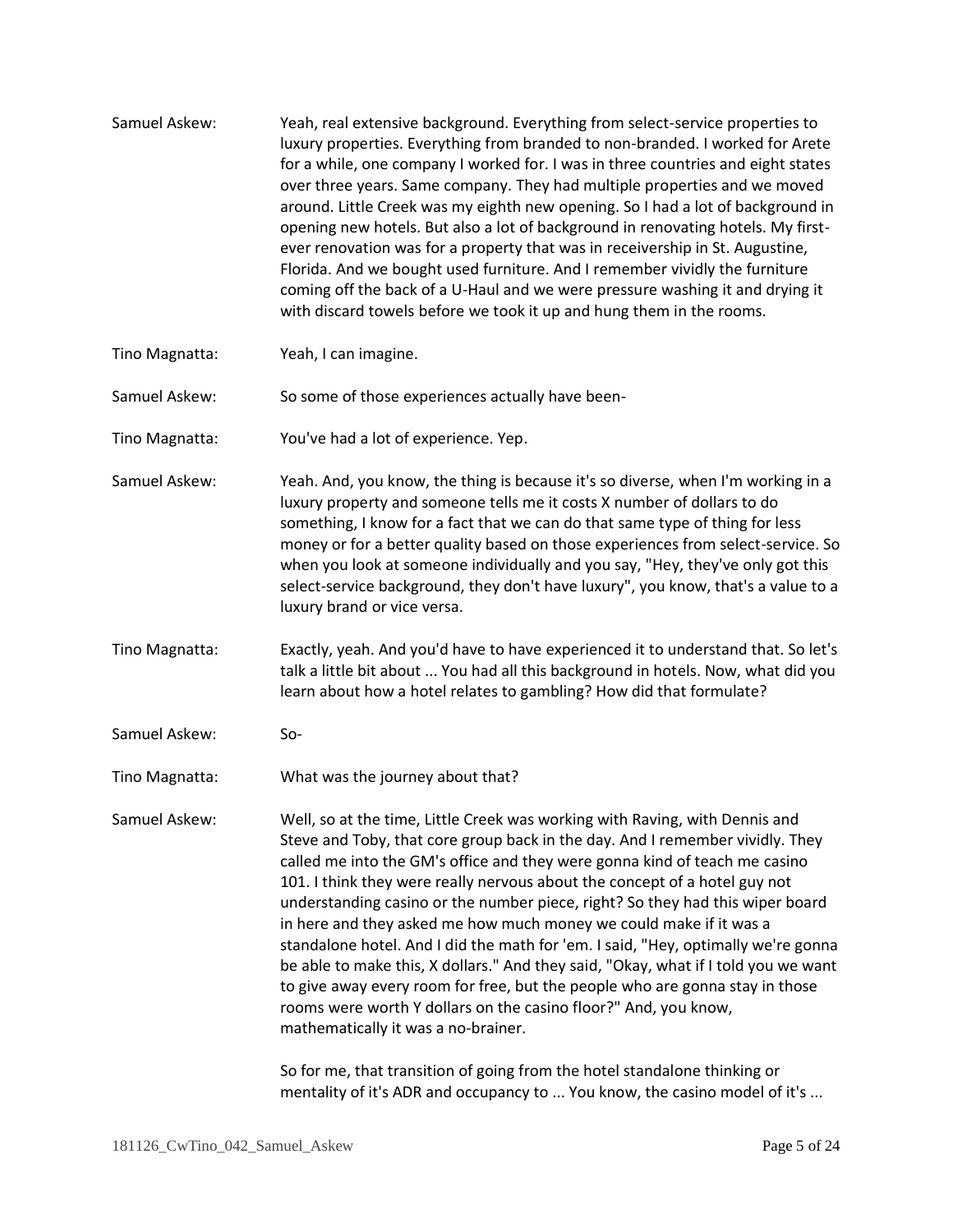Samuel Askew: Yeah, real extensive background. Everything from select-service properties to luxury properties. Everything from branded to non-branded. I worked for Arete for a while, one company I worked for. I was in three countries and eight states over three years. Same company. They had multiple properties and we moved around. Little Creek was my eighth new opening. So I had a lot of background in opening new hotels. But also a lot of background in renovating hotels. My first-ever renovation was for a property that was in receivership in St. Augustine, Florida. And we bought used furniture. And I remember vividly the furniture coming off the back of a U-Haul and we were pressure washing it and drying it with discard towels before we took it up and hung them in the rooms.

Tino Magnatta: Yeah, I can imagine.

Samuel Askew: So some of those experiences actually have been-

Tino Magnatta: You've had a lot of experience. Yep.

Samuel Askew: Yeah. And, you know, the thing is because it's so diverse, when I'm working in a luxury property and someone tells me it costs X number of dollars to do something, I know for a fact that we can do that same type of thing for less money or for a better quality based on those experiences from select-service. So when you look at someone individually and you say, "Hey, they've only got this select-service background, they don't have luxury", you know, that's a value to a luxury brand or vice versa.

Tino Magnatta: Exactly, yeah. And you'd have to have experienced it to understand that. So let's talk a little bit about ... You had all this background in hotels. Now, what did you learn about how a hotel relates to gambling? How did that formulate?

Samuel Askew: So-

Tino Magnatta: What was the journey about that?

Samuel Askew: Well, so at the time, Little Creek was working with Raving, with Dennis and Steve and Toby, that core group back in the day. And I remember vividly. They called me into the GM's office and they were gonna kind of teach me casino 101. I think they were really nervous about the concept of a hotel guy not understanding casino or the number piece, right? So they had this wiper board in here and they asked me how much money we could make if it was a standalone hotel. And I did the math for 'em. I said, "Hey, optimally we're gonna be able to make this, X dollars." And they said, "Okay, what if I told you we want to give away every room for free, but the people who are gonna stay in those rooms were worth Y dollars on the casino floor?" And, you know, mathematically it was a no-brainer.

So for me, that transition of going from the hotel standalone thinking or mentality of it's ADR and occupancy to ... You know, the casino model of it's ...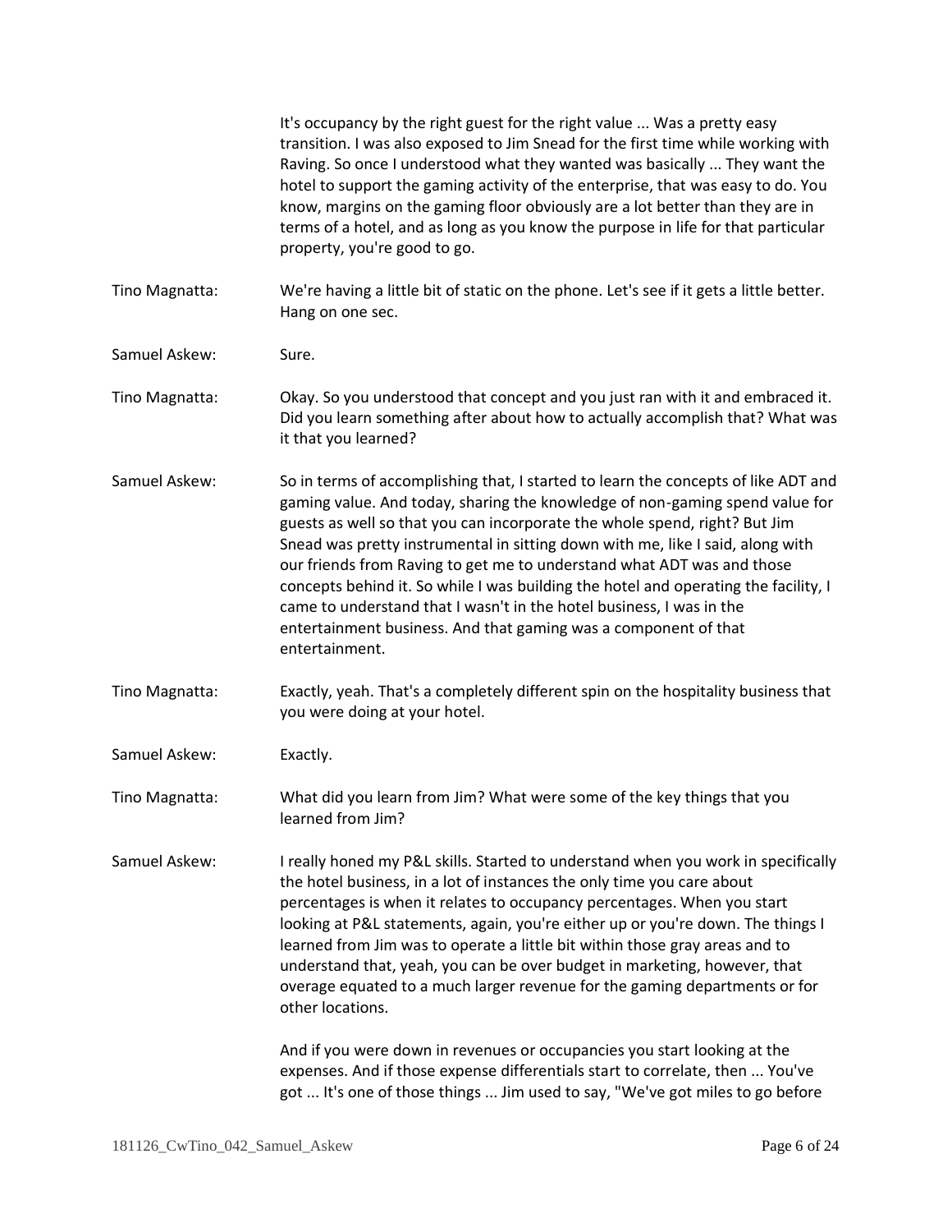It's occupancy by the right guest for the right value ... Was a pretty easy transition. I was also exposed to Jim Snead for the first time while working with Raving. So once I understood what they wanted was basically ... They want the hotel to support the gaming activity of the enterprise, that was easy to do. You know, margins on the gaming floor obviously are a lot better than they are in terms of a hotel, and as long as you know the purpose in life for that particular property, you're good to go.

**Tino Magnatta:** We're having a little bit of static on the phone. Let's see if it gets a little better. Hang on one sec.

**Samuel Askew:** Sure.

**Tino Magnatta:** Okay. So you understood that concept and you just ran with it and embraced it. Did you learn something after about how to actually accomplish that? What was it that you learned?

**Samuel Askew:** So in terms of accomplishing that, I started to learn the concepts of like ADT and gaming value. And today, sharing the knowledge of non-gaming spend value for guests as well so that you can incorporate the whole spend, right? But Jim Snead was pretty instrumental in sitting down with me, like I said, along with our friends from Raving to get me to understand what ADT was and those concepts behind it. So while I was building the hotel and operating the facility, I came to understand that I wasn't in the hotel business, I was in the entertainment business. And that gaming was a component of that entertainment.

**Tino Magnatta:** Exactly, yeah. That's a completely different spin on the hospitality business that you were doing at your hotel.

**Samuel Askew:** Exactly.

**Tino Magnatta:** What did you learn from Jim? What were some of the key things that you learned from Jim?

**Samuel Askew:** I really honed my P&L skills. Started to understand when you work in specifically the hotel business, in a lot of instances the only time you care about percentages is when it relates to occupancy percentages. When you start looking at P&L statements, again, you're either up or you're down. The things I learned from Jim was to operate a little bit within those gray areas and to understand that, yeah, you can be over budget in marketing, however, that overage equated to a much larger revenue for the gaming departments or for other locations.

And if you were down in revenues or occupancies you start looking at the expenses. And if those expense differentials start to correlate, then ... You've got ... It's one of those things ... Jim used to say, "We've got miles to go before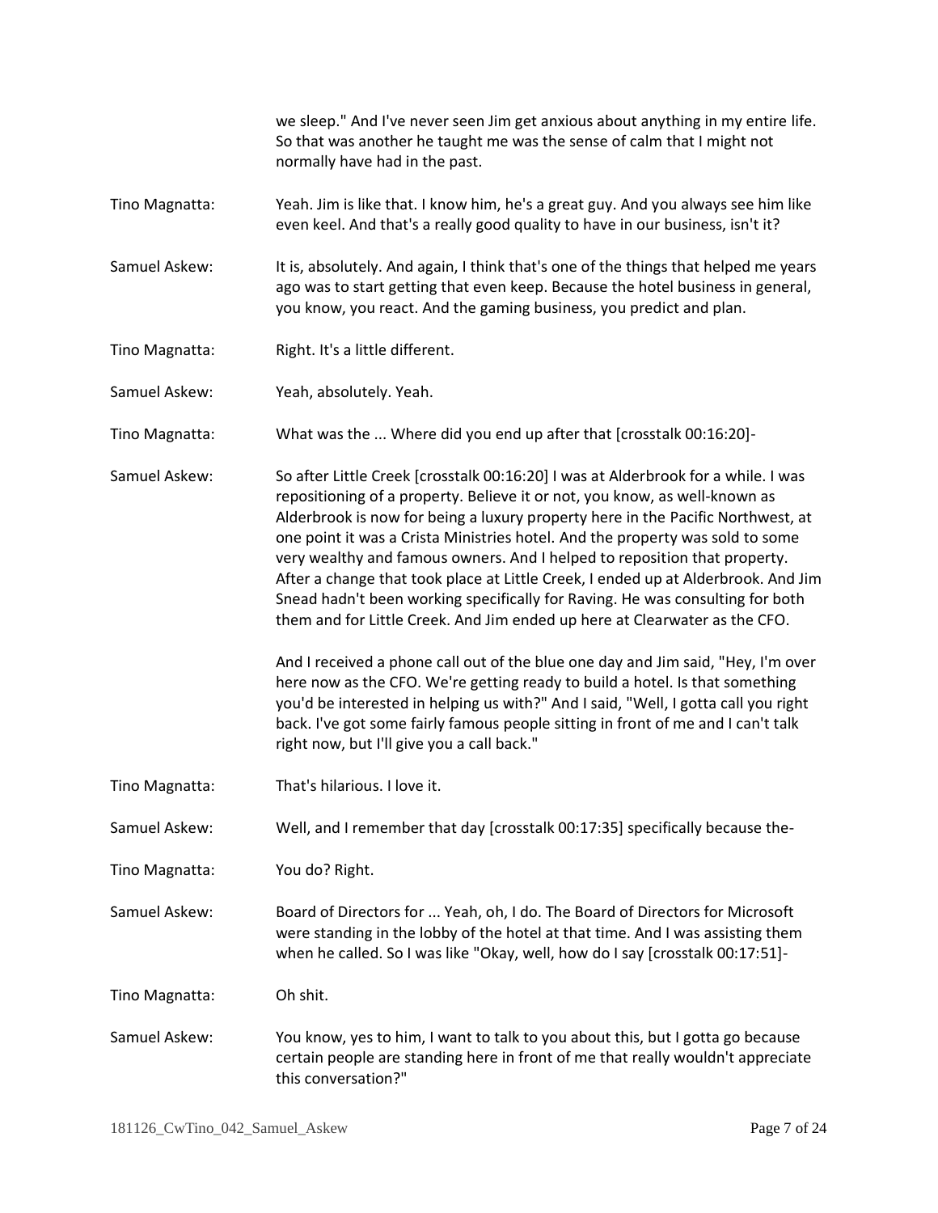we sleep." And I've never seen Jim get anxious about anything in my entire life. So that was another he taught me was the sense of calm that I might not normally have had in the past.

Tino Magnatta: Yeah. Jim is like that. I know him, he's a great guy. And you always see him like even keel. And that's a really good quality to have in our business, isn't it?

Samuel Askew: It is, absolutely. And again, I think that's one of the things that helped me years ago was to start getting that even keep. Because the hotel business in general, you know, you react. And the gaming business, you predict and plan.

Tino Magnatta: Right. It's a little different.

Samuel Askew: Yeah, absolutely. Yeah.

Tino Magnatta: What was the ... Where did you end up after that [crosstalk 00:16:20]-

Samuel Askew: So after Little Creek [crosstalk 00:16:20] I was at Alderbrook for a while. I was repositioning of a property. Believe it or not, you know, as well-known as Alderbrook is now for being a luxury property here in the Pacific Northwest, at one point it was a Crista Ministries hotel. And the property was sold to some very wealthy and famous owners. And I helped to reposition that property. After a change that took place at Little Creek, I ended up at Alderbrook. And Jim Snead hadn't been working specifically for Raving. He was consulting for both them and for Little Creek. And Jim ended up here at Clearwater as the CFO.

And I received a phone call out of the blue one day and Jim said, "Hey, I'm over here now as the CFO. We're getting ready to build a hotel. Is that something you'd be interested in helping us with?" And I said, "Well, I gotta call you right back. I've got some fairly famous people sitting in front of me and I can't talk right now, but I'll give you a call back."

Tino Magnatta: That's hilarious. I love it.

Samuel Askew: Well, and I remember that day [crosstalk 00:17:35] specifically because the-

Tino Magnatta: You do? Right.

Samuel Askew: Board of Directors for ... Yeah, oh, I do. The Board of Directors for Microsoft were standing in the lobby of the hotel at that time. And I was assisting them when he called. So I was like "Okay, well, how do I say [crosstalk 00:17:51]-

Tino Magnatta: Oh shit.

Samuel Askew: You know, yes to him, I want to talk to you about this, but I gotta go because certain people are standing here in front of me that really wouldn't appreciate this conversation?"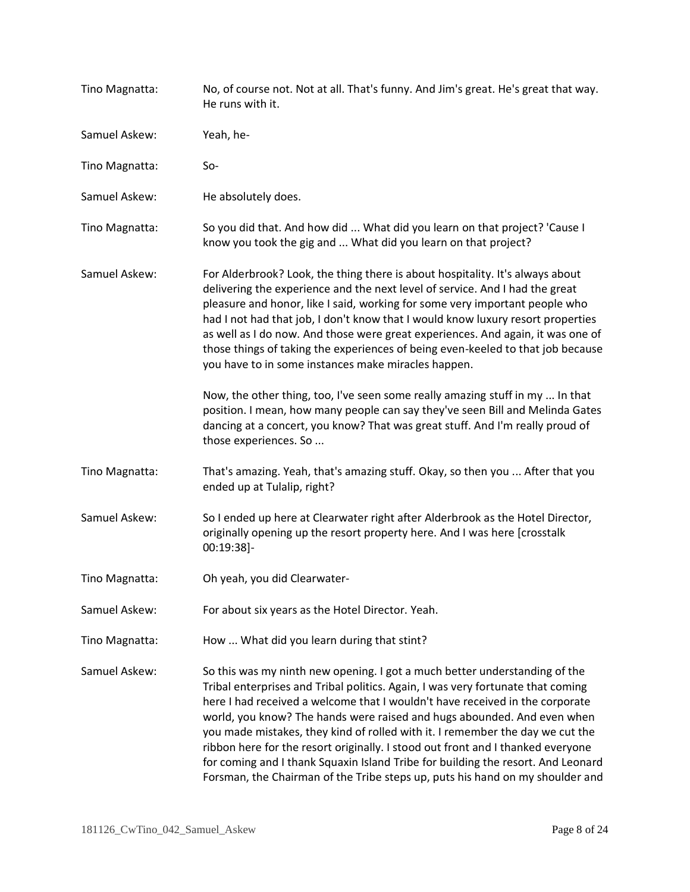Tino Magnatta: No, of course not. Not at all. That's funny. And Jim's great. He's great that way. He runs with it.

Samuel Askew: Yeah, he-

Tino Magnatta: So-

Samuel Askew: He absolutely does.

Tino Magnatta: So you did that. And how did ... What did you learn on that project? 'Cause I know you took the gig and ... What did you learn on that project?

Samuel Askew: For Alderbrook? Look, the thing there is about hospitality. It's always about delivering the experience and the next level of service. And I had the great pleasure and honor, like I said, working for some very important people who had I not had that job, I don't know that I would know luxury resort properties as well as I do now. And those were great experiences. And again, it was one of those things of taking the experiences of being even-keeled to that job because you have to in some instances make miracles happen.

Now, the other thing, too, I've seen some really amazing stuff in my ... In that position. I mean, how many people can say they've seen Bill and Melinda Gates dancing at a concert, you know? That was great stuff. And I'm really proud of those experiences. So ...

Tino Magnatta: That's amazing. Yeah, that's amazing stuff. Okay, so then you ... After that you ended up at Tulalip, right?

Samuel Askew: So I ended up here at Clearwater right after Alderbrook as the Hotel Director, originally opening up the resort property here. And I was here [crosstalk 00:19:38]-

Tino Magnatta: Oh yeah, you did Clearwater-

Samuel Askew: For about six years as the Hotel Director. Yeah.

Tino Magnatta: How ... What did you learn during that stint?

Samuel Askew: So this was my ninth new opening. I got a much better understanding of the Tribal enterprises and Tribal politics. Again, I was very fortunate that coming here I had received a welcome that I wouldn't have received in the corporate world, you know? The hands were raised and hugs abounded. And even when you made mistakes, they kind of rolled with it. I remember the day we cut the ribbon here for the resort originally. I stood out front and I thanked everyone for coming and I thank Squaxin Island Tribe for building the resort. And Leonard Forsman, the Chairman of the Tribe steps up, puts his hand on my shoulder and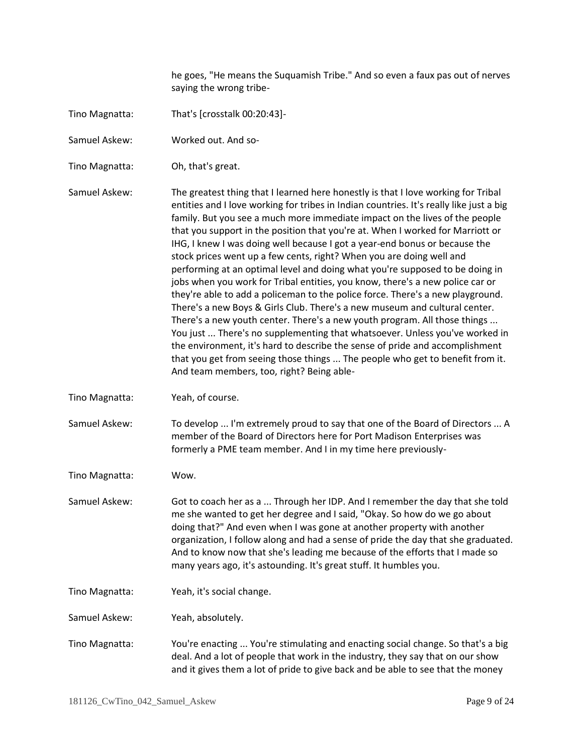he goes, "He means the Suquamish Tribe." And so even a faux pas out of nerves saying the wrong tribe-

Tino Magnatta: That's [crosstalk 00:20:43]-

Samuel Askew: Worked out. And so-

Tino Magnatta: Oh, that's great.

Samuel Askew: The greatest thing that I learned here honestly is that I love working for Tribal entities and I love working for tribes in Indian countries. It's really like just a big family. But you see a much more immediate impact on the lives of the people that you support in the position that you're at. When I worked for Marriott or IHG, I knew I was doing well because I got a year-end bonus or because the stock prices went up a few cents, right? When you are doing well and performing at an optimal level and doing what you're supposed to be doing in jobs when you work for Tribal entities, you know, there's a new police car or they're able to add a policeman to the police force. There's a new playground. There's a new Boys & Girls Club. There's a new museum and cultural center. There's a new youth center. There's a new youth program. All those things ... You just ... There's no supplementing that whatsoever. Unless you've worked in the environment, it's hard to describe the sense of pride and accomplishment that you get from seeing those things ... The people who get to benefit from it. And team members, too, right? Being able-

Tino Magnatta: Yeah, of course.

Samuel Askew: To develop ... I'm extremely proud to say that one of the Board of Directors ... A member of the Board of Directors here for Port Madison Enterprises was formerly a PME team member. And I in my time here previously-

Tino Magnatta: Wow.

Samuel Askew: Got to coach her as a ... Through her IDP. And I remember the day that she told me she wanted to get her degree and I said, "Okay. So how do we go about doing that?" And even when I was gone at another property with another organization, I follow along and had a sense of pride the day that she graduated. And to know now that she's leading me because of the efforts that I made so many years ago, it's astounding. It's great stuff. It humbles you.

Tino Magnatta: Yeah, it's social change.

Samuel Askew: Yeah, absolutely.

Tino Magnatta: You're enacting ... You're stimulating and enacting social change. So that's a big deal. And a lot of people that work in the industry, they say that on our show and it gives them a lot of pride to give back and be able to see that the money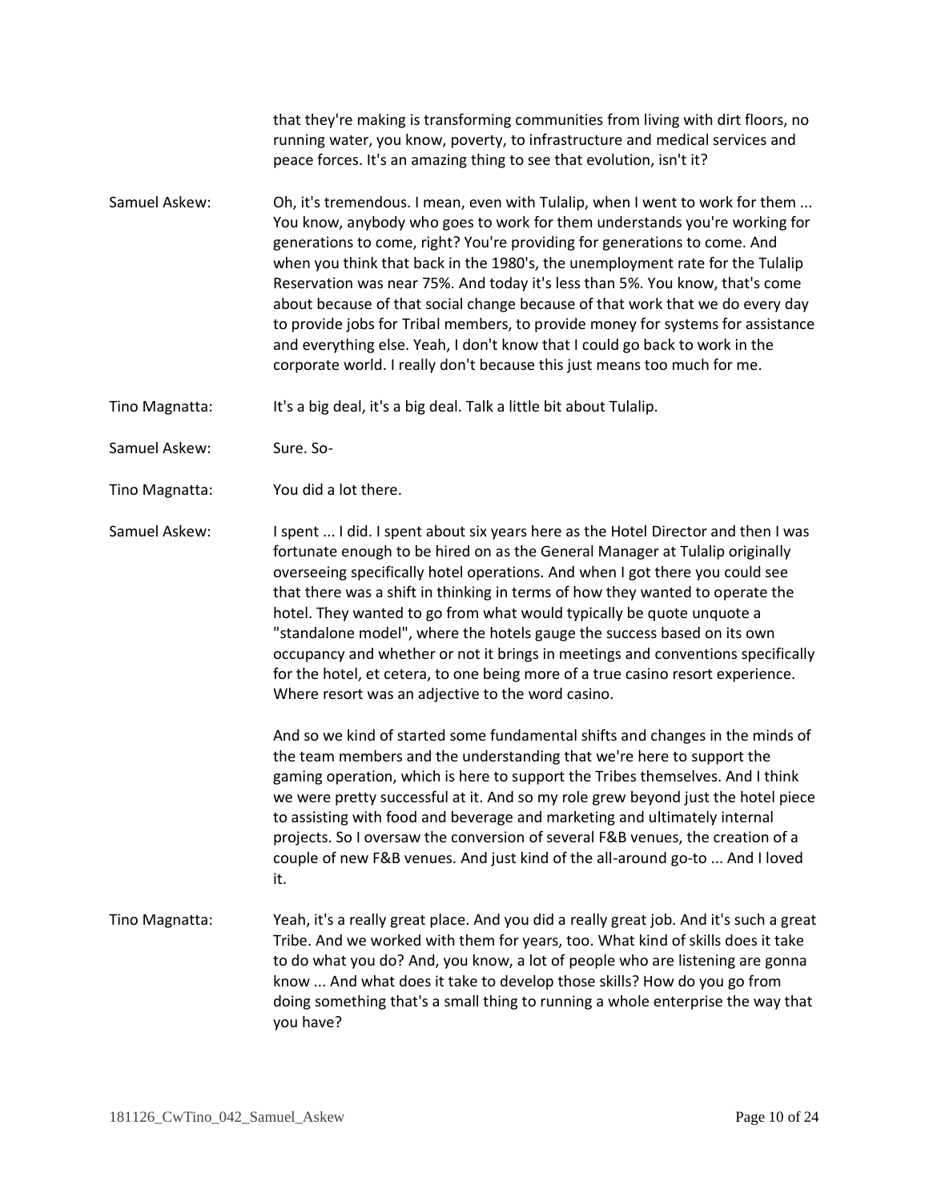that they're making is transforming communities from living with dirt floors, no running water, you know, poverty, to infrastructure and medical services and peace forces. It's an amazing thing to see that evolution, isn't it?

**Samuel Askew:** Oh, it's tremendous. I mean, even with Tulalip, when I went to work for them ... You know, anybody who goes to work for them understands you're working for generations to come, right? You're providing for generations to come. And when you think that back in the 1980's, the unemployment rate for the Tulalip Reservation was near 75%. And today it's less than 5%. You know, that's come about because of that social change because of that work that we do every day to provide jobs for Tribal members, to provide money for systems for assistance and everything else. Yeah, I don't know that I could go back to work in the corporate world. I really don't because this just means too much for me.

**Tino Magnatta:** It's a big deal, it's a big deal. Talk a little bit about Tulalip.

**Samuel Askew:** Sure. So-

**Tino Magnatta:** You did a lot there.

**Samuel Askew:** I spent ... I did. I spent about six years here as the Hotel Director and then I was fortunate enough to be hired on as the General Manager at Tulalip originally overseeing specifically hotel operations. And when I got there you could see that there was a shift in thinking in terms of how they wanted to operate the hotel. They wanted to go from what would typically be quote unquote a "standalone model", where the hotels gauge the success based on its own occupancy and whether or not it brings in meetings and conventions specifically for the hotel, et cetera, to one being more of a true casino resort experience. Where resort was an adjective to the word casino.

And so we kind of started some fundamental shifts and changes in the minds of the team members and the understanding that we're here to support the gaming operation, which is here to support the Tribes themselves. And I think we were pretty successful at it. And so my role grew beyond just the hotel piece to assisting with food and beverage and marketing and ultimately internal projects. So I oversaw the conversion of several F&B venues, the creation of a couple of new F&B venues. And just kind of the all-around go-to ... And I loved it.

**Tino Magnatta:** Yeah, it's a really great place. And you did a really great job. And it's such a great Tribe. And we worked with them for years, too. What kind of skills does it take to do what you do? And, you know, a lot of people who are listening are gonna know ... And what does it take to develop those skills? How do you go from doing something that's a small thing to running a whole enterprise the way that you have?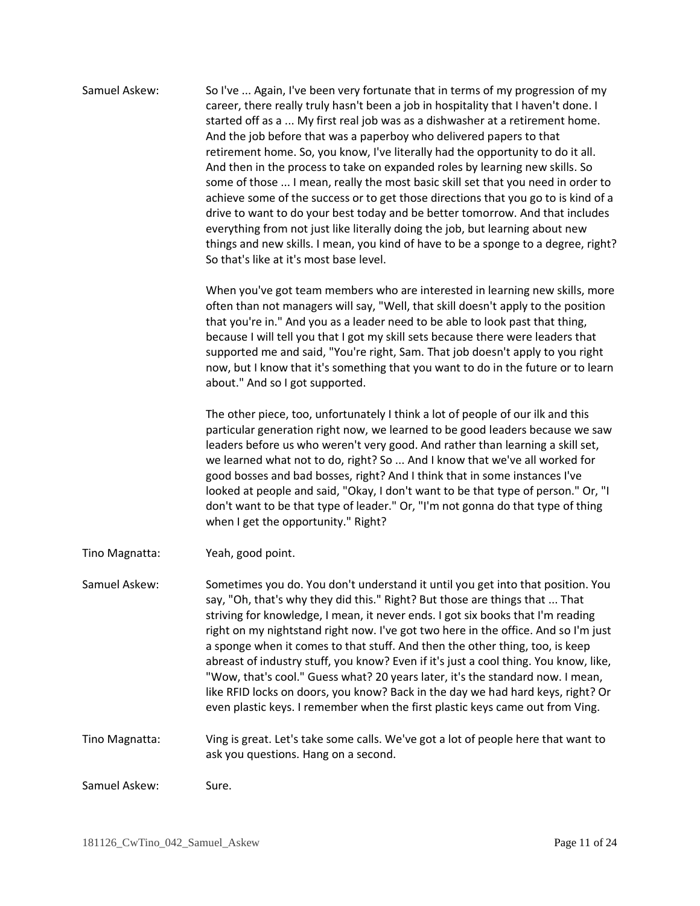Samuel Askew: So I've ... Again, I've been very fortunate that in terms of my progression of my career, there really truly hasn't been a job in hospitality that I haven't done. I started off as a ... My first real job was as a dishwasher at a retirement home. And the job before that was a paperboy who delivered papers to that retirement home. So, you know, I've literally had the opportunity to do it all. And then in the process to take on expanded roles by learning new skills. So some of those ... I mean, really the most basic skill set that you need in order to achieve some of the success or to get those directions that you go to is kind of a drive to want to do your best today and be better tomorrow. And that includes everything from not just like literally doing the job, but learning about new things and new skills. I mean, you kind of have to be a sponge to a degree, right? So that's like at it's most base level.

When you've got team members who are interested in learning new skills, more often than not managers will say, "Well, that skill doesn't apply to the position that you're in." And you as a leader need to be able to look past that thing, because I will tell you that I got my skill sets because there were leaders that supported me and said, "You're right, Sam. That job doesn't apply to you right now, but I know that it's something that you want to do in the future or to learn about." And so I got supported.

The other piece, too, unfortunately I think a lot of people of our ilk and this particular generation right now, we learned to be good leaders because we saw leaders before us who weren't very good. And rather than learning a skill set, we learned what not to do, right? So ... And I know that we've all worked for good bosses and bad bosses, right? And I think that in some instances I've looked at people and said, "Okay, I don't want to be that type of person." Or, "I don't want to be that type of leader." Or, "I'm not gonna do that type of thing when I get the opportunity." Right?

Tino Magnatta: Yeah, good point.

Samuel Askew: Sometimes you do. You don't understand it until you get into that position. You say, "Oh, that's why they did this." Right? But those are things that ... That striving for knowledge, I mean, it never ends. I got six books that I'm reading right on my nightstand right now. I've got two here in the office. And so I'm just a sponge when it comes to that stuff. And then the other thing, too, is keep abreast of industry stuff, you know? Even if it's just a cool thing. You know, like, "Wow, that's cool." Guess what? 20 years later, it's the standard now. I mean, like RFID locks on doors, you know? Back in the day we had hard keys, right? Or even plastic keys. I remember when the first plastic keys came out from Ving.

Tino Magnatta: Ving is great. Let's take some calls. We've got a lot of people here that want to ask you questions. Hang on a second.

Samuel Askew: Sure.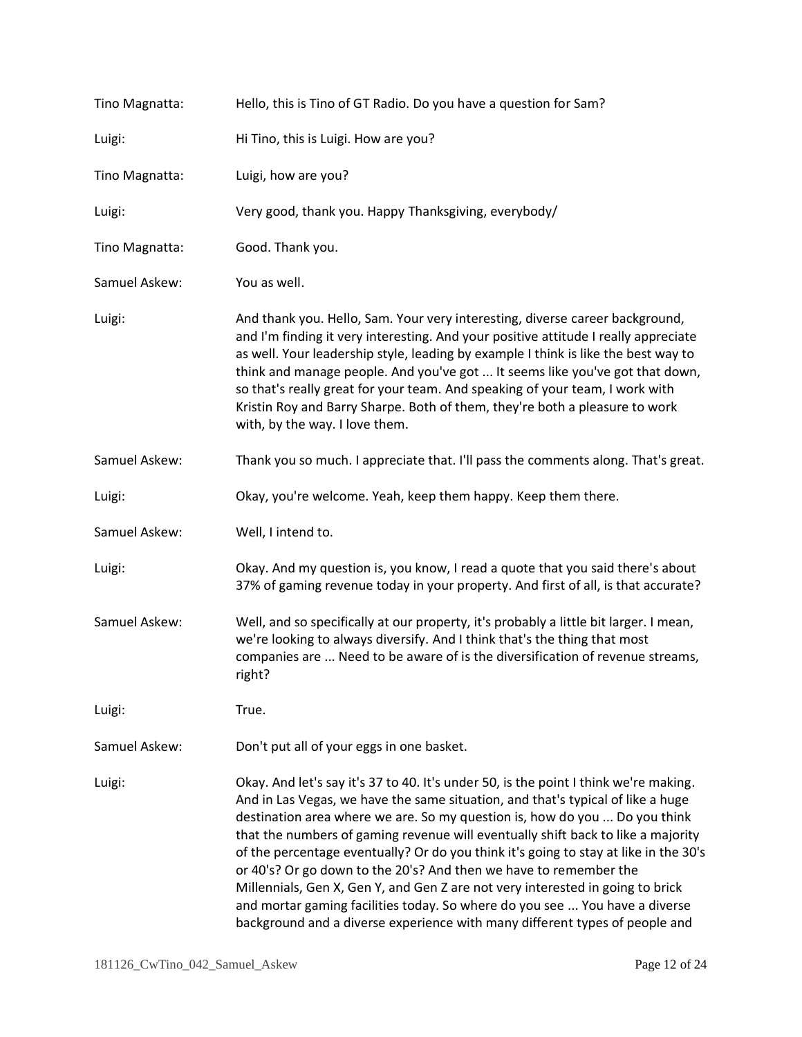Tino Magnatta: Hello, this is Tino of GT Radio. Do you have a question for Sam?

Luigi: Hi Tino, this is Luigi. How are you?

Tino Magnatta: Luigi, how are you?

Luigi: Very good, thank you. Happy Thanksgiving, everybody/

Tino Magnatta: Good. Thank you.

Samuel Askew: You as well.

Luigi: And thank you. Hello, Sam. Your very interesting, diverse career background, and I'm finding it very interesting. And your positive attitude I really appreciate as well. Your leadership style, leading by example I think is like the best way to think and manage people. And you've got ... It seems like you've got that down, so that's really great for your team. And speaking of your team, I work with Kristin Roy and Barry Sharpe. Both of them, they're both a pleasure to work with, by the way. I love them.

Samuel Askew: Thank you so much. I appreciate that. I'll pass the comments along. That's great.

Luigi: Okay, you're welcome. Yeah, keep them happy. Keep them there.

Samuel Askew: Well, I intend to.

Luigi: Okay. And my question is, you know, I read a quote that you said there's about 37% of gaming revenue today in your property. And first of all, is that accurate?

Samuel Askew: Well, and so specifically at our property, it's probably a little bit larger. I mean, we're looking to always diversify. And I think that's the thing that most companies are ... Need to be aware of is the diversification of revenue streams, right?

Luigi: True.

Samuel Askew: Don't put all of your eggs in one basket.

Luigi: Okay. And let's say it's 37 to 40. It's under 50, is the point I think we're making. And in Las Vegas, we have the same situation, and that's typical of like a huge destination area where we are. So my question is, how do you ... Do you think that the numbers of gaming revenue will eventually shift back to like a majority of the percentage eventually? Or do you think it's going to stay at like in the 30's or 40's? Or go down to the 20's? And then we have to remember the Millennials, Gen X, Gen Y, and Gen Z are not very interested in going to brick and mortar gaming facilities today. So where do you see ... You have a diverse background and a diverse experience with many different types of people and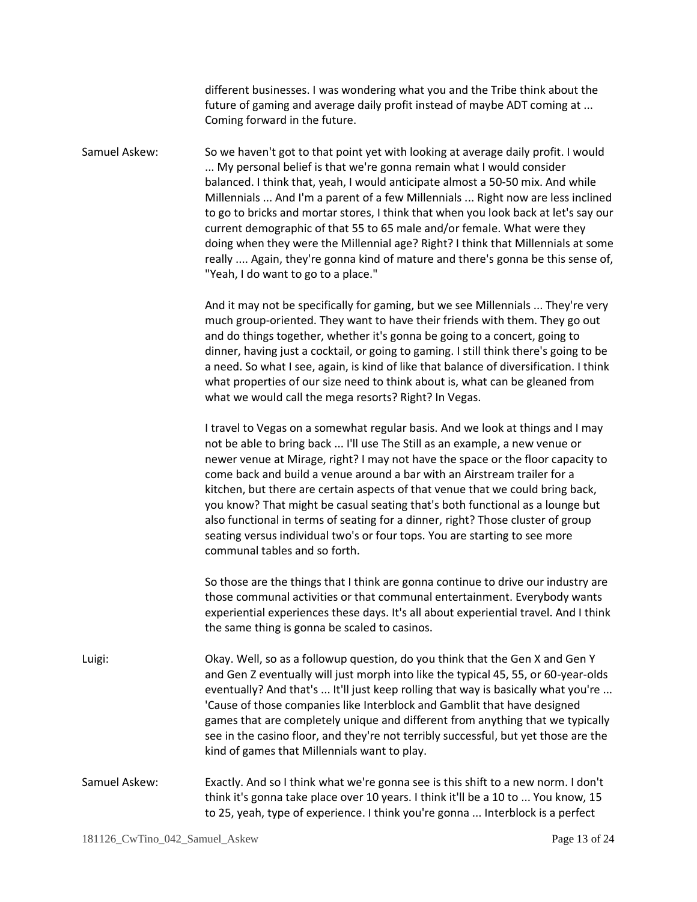different businesses. I was wondering what you and the Tribe think about the future of gaming and average daily profit instead of maybe ADT coming at ... Coming forward in the future.

**Samuel Askew:** So we haven't got to that point yet with looking at average daily profit. I would ... My personal belief is that we're gonna remain what I would consider balanced. I think that, yeah, I would anticipate almost a 50-50 mix. And while Millennials ... And I'm a parent of a few Millennials ... Right now are less inclined to go to bricks and mortar stores, I think that when you look back at let's say our current demographic of that 55 to 65 male and/or female. What were they doing when they were the Millennial age? Right? I think that Millennials at some really .... Again, they're gonna kind of mature and there's gonna be this sense of, "Yeah, I do want to go to a place."

And it may not be specifically for gaming, but we see Millennials ... They're very much group-oriented. They want to have their friends with them. They go out and do things together, whether it's gonna be going to a concert, going to dinner, having just a cocktail, or going to gaming. I still think there's going to be a need. So what I see, again, is kind of like that balance of diversification. I think what properties of our size need to think about is, what can be gleaned from what we would call the mega resorts? Right? In Vegas.

I travel to Vegas on a somewhat regular basis. And we look at things and I may not be able to bring back ... I'll use The Still as an example, a new venue or newer venue at Mirage, right? I may not have the space or the floor capacity to come back and build a venue around a bar with an Airstream trailer for a kitchen, but there are certain aspects of that venue that we could bring back, you know? That might be casual seating that's both functional as a lounge but also functional in terms of seating for a dinner, right? Those cluster of group seating versus individual two's or four tops. You are starting to see more communal tables and so forth.

So those are the things that I think are gonna continue to drive our industry are those communal activities or that communal entertainment. Everybody wants experiential experiences these days. It's all about experiential travel. And I think the same thing is gonna be scaled to casinos.

**Luigi:** Okay. Well, so as a followup question, do you think that the Gen X and Gen Y and Gen Z eventually will just morph into like the typical 45, 55, or 60-year-olds eventually? And that's ... It'll just keep rolling that way is basically what you're ... 'Cause of those companies like Interblock and Gamblit that have designed games that are completely unique and different from anything that we typically see in the casino floor, and they're not terribly successful, but yet those are the kind of games that Millennials want to play.

**Samuel Askew:** Exactly. And so I think what we're gonna see is this shift to a new norm. I don't think it's gonna take place over 10 years. I think it'll be a 10 to ... You know, 15 to 25, yeah, type of experience. I think you're gonna ... Interblock is a perfect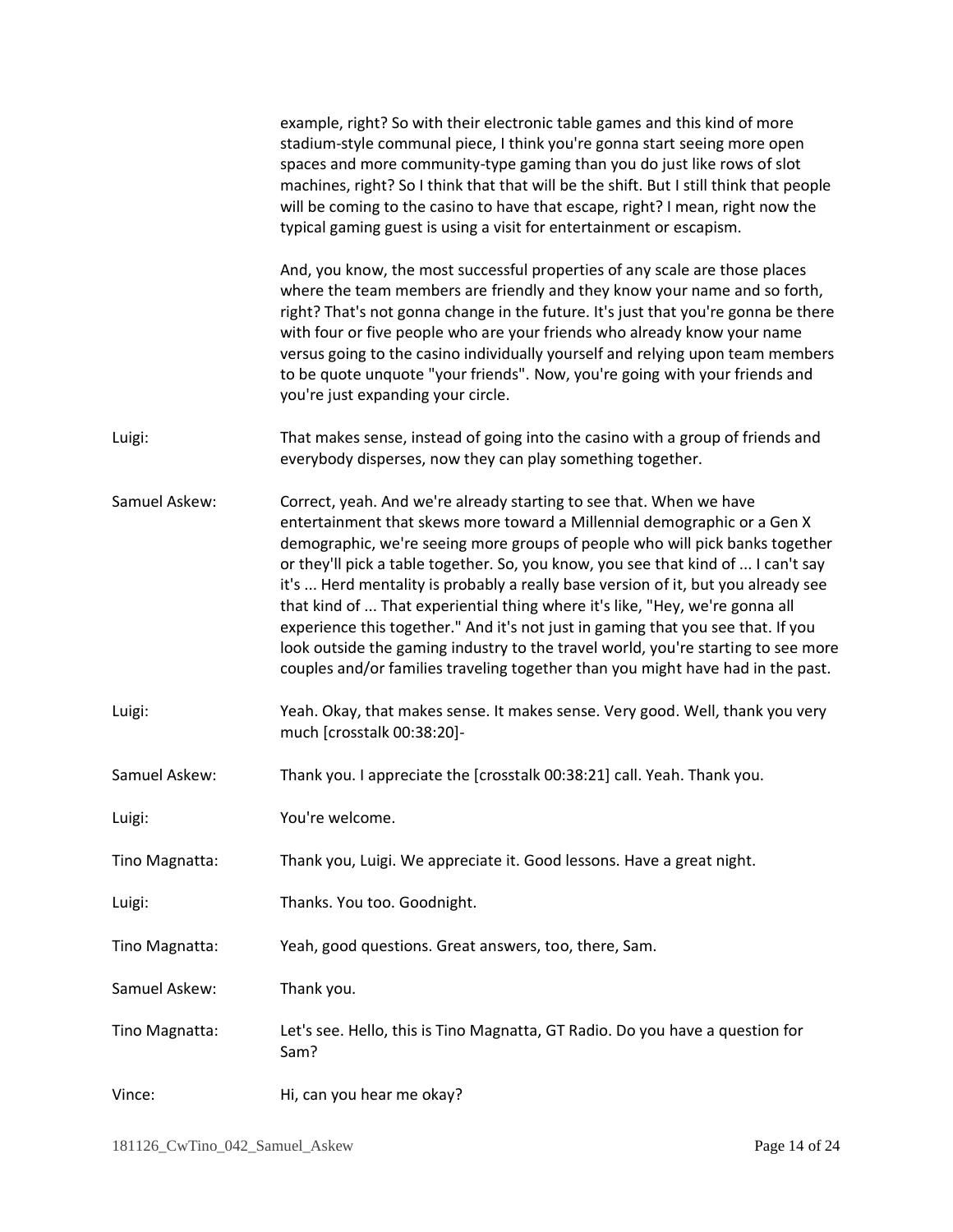example, right? So with their electronic table games and this kind of more stadium-style communal piece, I think you're gonna start seeing more open spaces and more community-type gaming than you do just like rows of slot machines, right? So I think that that will be the shift. But I still think that people will be coming to the casino to have that escape, right? I mean, right now the typical gaming guest is using a visit for entertainment or escapism.

And, you know, the most successful properties of any scale are those places where the team members are friendly and they know your name and so forth, right? That's not gonna change in the future. It's just that you're gonna be there with four or five people who are your friends who already know your name versus going to the casino individually yourself and relying upon team members to be quote unquote "your friends". Now, you're going with your friends and you're just expanding your circle.

**Luigi:** That makes sense, instead of going into the casino with a group of friends and everybody disperses, now they can play something together.

**Samuel Askew:** Correct, yeah. And we're already starting to see that. When we have entertainment that skews more toward a Millennial demographic or a Gen X demographic, we're seeing more groups of people who will pick banks together or they'll pick a table together. So, you know, you see that kind of ... I can't say it's ... Herd mentality is probably a really base version of it, but you already see that kind of ... That experiential thing where it's like, "Hey, we're gonna all experience this together." And it's not just in gaming that you see that. If you look outside the gaming industry to the travel world, you're starting to see more couples and/or families traveling together than you might have had in the past.

**Luigi:** Yeah. Okay, that makes sense. It makes sense. Very good. Well, thank you very much [crosstalk 00:38:20]-

**Samuel Askew:** Thank you. I appreciate the [crosstalk 00:38:21] call. Yeah. Thank you.

**Luigi:** You're welcome.

**Tino Magnatta:** Thank you, Luigi. We appreciate it. Good lessons. Have a great night.

**Luigi:** Thanks. You too. Goodnight.

**Tino Magnatta:** Yeah, good questions. Great answers, too, there, Sam.

**Samuel Askew:** Thank you.

**Tino Magnatta:** Let's see. Hello, this is Tino Magnatta, GT Radio. Do you have a question for Sam?

**Vince:** Hi, can you hear me okay?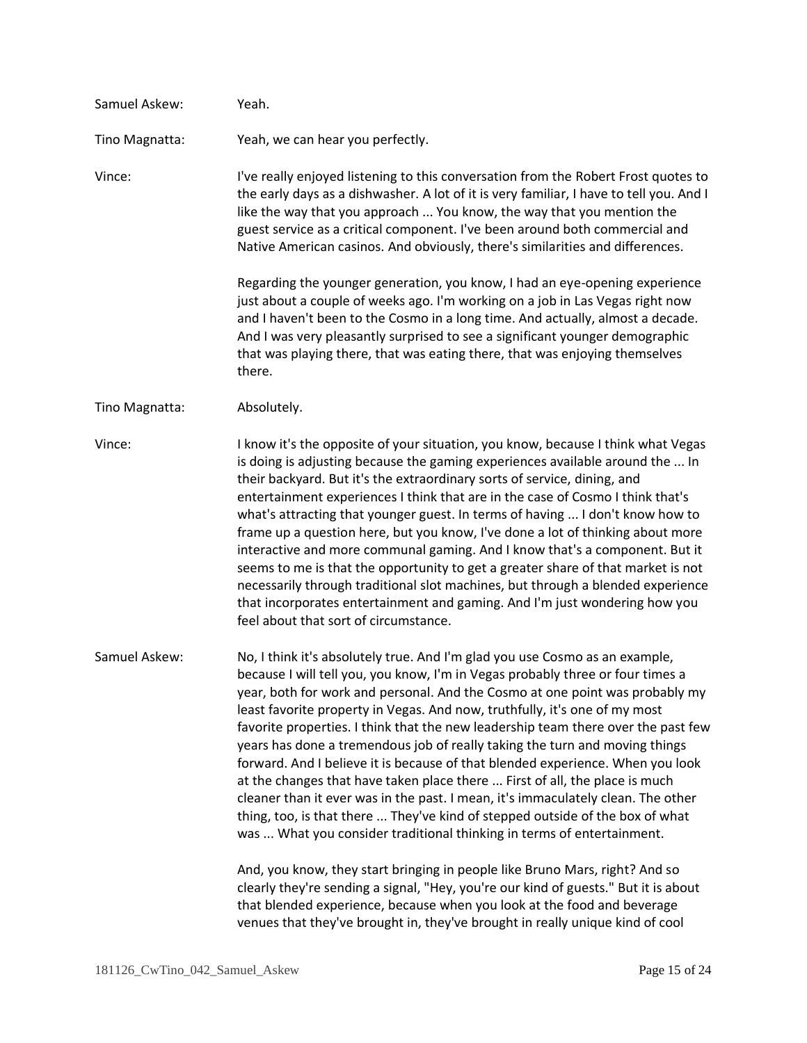Samuel Askew: Yeah.

Tino Magnatta: Yeah, we can hear you perfectly.

Vince: I've really enjoyed listening to this conversation from the Robert Frost quotes to the early days as a dishwasher. A lot of it is very familiar, I have to tell you. And I like the way that you approach ... You know, the way that you mention the guest service as a critical component. I've been around both commercial and Native American casinos. And obviously, there's similarities and differences.

Regarding the younger generation, you know, I had an eye-opening experience just about a couple of weeks ago. I'm working on a job in Las Vegas right now and I haven't been to the Cosmo in a long time. And actually, almost a decade. And I was very pleasantly surprised to see a significant younger demographic that was playing there, that was eating there, that was enjoying themselves there.

Tino Magnatta: Absolutely.

Vince: I know it's the opposite of your situation, you know, because I think what Vegas is doing is adjusting because the gaming experiences available around the ... In their backyard. But it's the extraordinary sorts of service, dining, and entertainment experiences I think that are in the case of Cosmo I think that's what's attracting that younger guest. In terms of having ... I don't know how to frame up a question here, but you know, I've done a lot of thinking about more interactive and more communal gaming. And I know that's a component. But it seems to me is that the opportunity to get a greater share of that market is not necessarily through traditional slot machines, but through a blended experience that incorporates entertainment and gaming. And I'm just wondering how you feel about that sort of circumstance.

Samuel Askew: No, I think it's absolutely true. And I'm glad you use Cosmo as an example, because I will tell you, you know, I'm in Vegas probably three or four times a year, both for work and personal. And the Cosmo at one point was probably my least favorite property in Vegas. And now, truthfully, it's one of my most favorite properties. I think that the new leadership team there over the past few years has done a tremendous job of really taking the turn and moving things forward. And I believe it is because of that blended experience. When you look at the changes that have taken place there ... First of all, the place is much cleaner than it ever was in the past. I mean, it's immaculately clean. The other thing, too, is that there ... They've kind of stepped outside of the box of what was ... What you consider traditional thinking in terms of entertainment.

And, you know, they start bringing in people like Bruno Mars, right? And so clearly they're sending a signal, "Hey, you're our kind of guests." But it is about that blended experience, because when you look at the food and beverage venues that they've brought in, they've brought in really unique kind of cool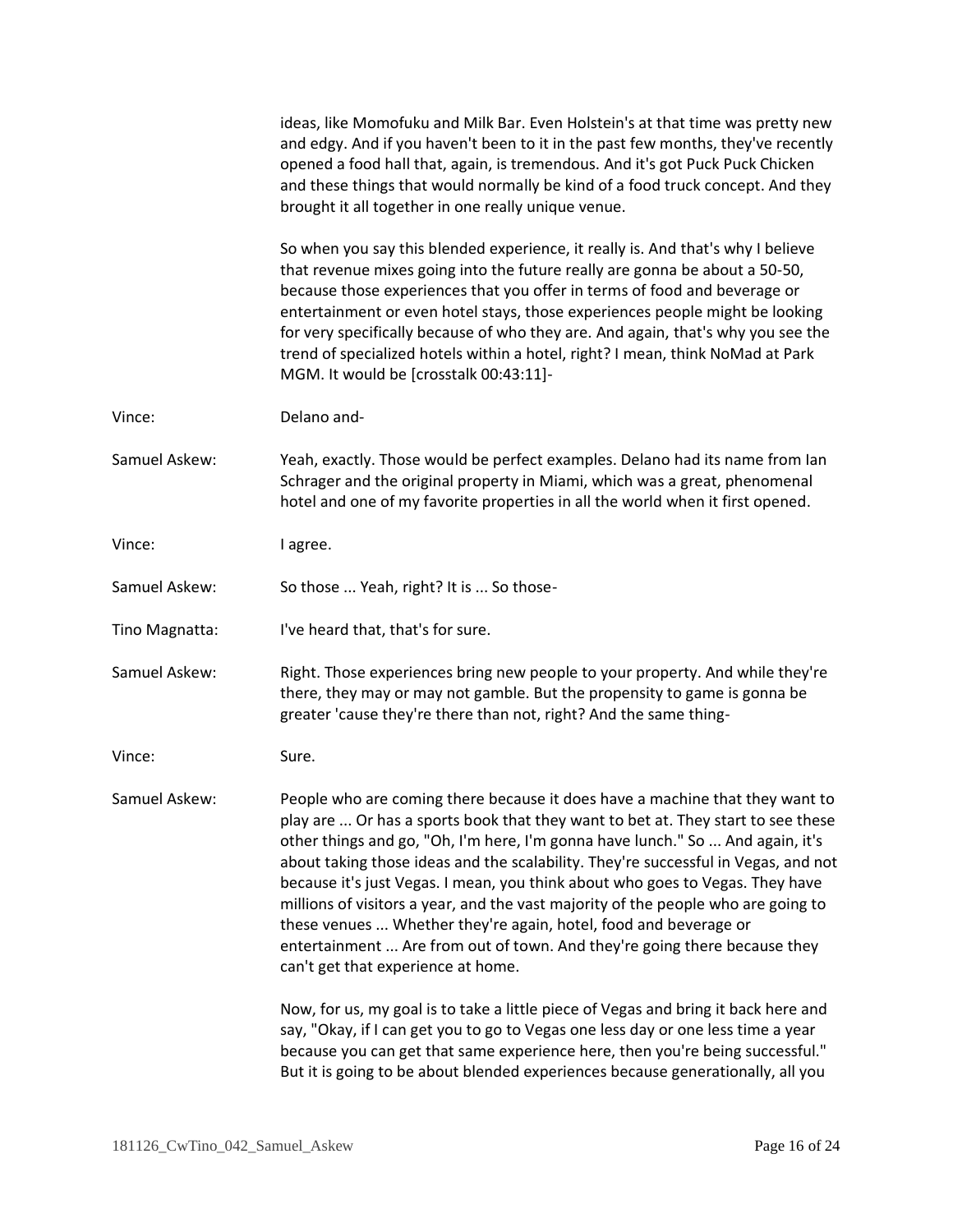ideas, like Momofuku and Milk Bar. Even Holstein's at that time was pretty new and edgy. And if you haven't been to it in the past few months, they've recently opened a food hall that, again, is tremendous. And it's got Puck Puck Chicken and these things that would normally be kind of a food truck concept. And they brought it all together in one really unique venue.

So when you say this blended experience, it really is. And that's why I believe that revenue mixes going into the future really are gonna be about a 50-50, because those experiences that you offer in terms of food and beverage or entertainment or even hotel stays, those experiences people might be looking for very specifically because of who they are. And again, that's why you see the trend of specialized hotels within a hotel, right? I mean, think NoMad at Park MGM. It would be [crosstalk 00:43:11]-

Vince: Delano and-

Samuel Askew: Yeah, exactly. Those would be perfect examples. Delano had its name from Ian Schrager and the original property in Miami, which was a great, phenomenal hotel and one of my favorite properties in all the world when it first opened.

Vince: I agree.

Samuel Askew: So those ... Yeah, right? It is ... So those-

Tino Magnatta: I've heard that, that's for sure.

Samuel Askew: Right. Those experiences bring new people to your property. And while they're there, they may or may not gamble. But the propensity to game is gonna be greater 'cause they're there than not, right? And the same thing-

Vince: Sure.

Samuel Askew: People who are coming there because it does have a machine that they want to play are ... Or has a sports book that they want to bet at. They start to see these other things and go, "Oh, I'm here, I'm gonna have lunch." So ... And again, it's about taking those ideas and the scalability. They're successful in Vegas, and not because it's just Vegas. I mean, you think about who goes to Vegas. They have millions of visitors a year, and the vast majority of the people who are going to these venues ... Whether they're again, hotel, food and beverage or entertainment ... Are from out of town. And they're going there because they can't get that experience at home.

Now, for us, my goal is to take a little piece of Vegas and bring it back here and say, "Okay, if I can get you to go to Vegas one less day or one less time a year because you can get that same experience here, then you're being successful." But it is going to be about blended experiences because generationally, all you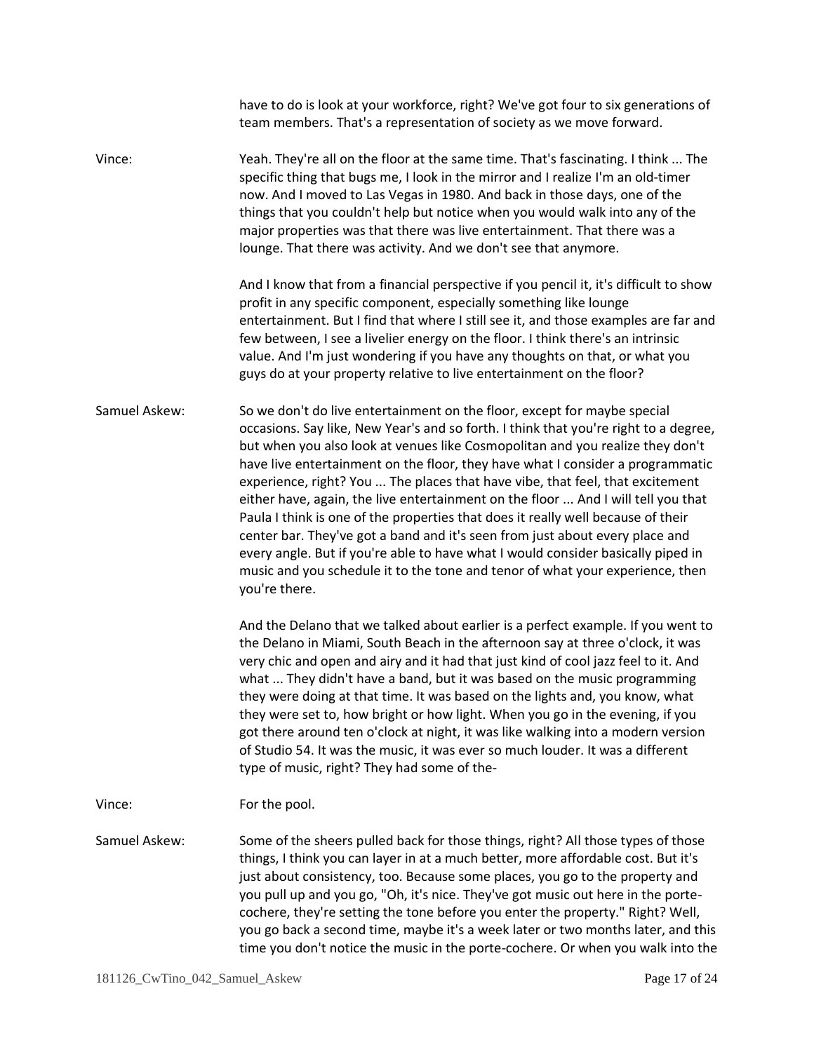have to do is look at your workforce, right? We've got four to six generations of team members. That's a representation of society as we move forward.

**Vince:** Yeah. They're all on the floor at the same time. That's fascinating. I think ... The specific thing that bugs me, I look in the mirror and I realize I'm an old-timer now. And I moved to Las Vegas in 1980. And back in those days, one of the things that you couldn't help but notice when you would walk into any of the major properties was that there was live entertainment. That there was a lounge. That there was activity. And we don't see that anymore.

And I know that from a financial perspective if you pencil it, it's difficult to show profit in any specific component, especially something like lounge entertainment. But I find that where I still see it, and those examples are far and few between, I see a livelier energy on the floor. I think there's an intrinsic value. And I'm just wondering if you have any thoughts on that, or what you guys do at your property relative to live entertainment on the floor?

**Samuel Askew:** So we don't do live entertainment on the floor, except for maybe special occasions. Say like, New Year's and so forth. I think that you're right to a degree, but when you also look at venues like Cosmopolitan and you realize they don't have live entertainment on the floor, they have what I consider a programmatic experience, right? You ... The places that have vibe, that feel, that excitement either have, again, the live entertainment on the floor ... And I will tell you that Paula I think is one of the properties that does it really well because of their center bar. They've got a band and it's seen from just about every place and every angle. But if you're able to have what I would consider basically piped in music and you schedule it to the tone and tenor of what your experience, then you're there.

And the Delano that we talked about earlier is a perfect example. If you went to the Delano in Miami, South Beach in the afternoon say at three o'clock, it was very chic and open and airy and it had that just kind of cool jazz feel to it. And what ... They didn't have a band, but it was based on the music programming they were doing at that time. It was based on the lights and, you know, what they were set to, how bright or how light. When you go in the evening, if you got there around ten o'clock at night, it was like walking into a modern version of Studio 54. It was the music, it was ever so much louder. It was a different type of music, right? They had some of the-

**Vince:** For the pool.

**Samuel Askew:** Some of the sheers pulled back for those things, right? All those types of those things, I think you can layer in at a much better, more affordable cost. But it's just about consistency, too. Because some places, you go to the property and you pull up and you go, "Oh, it's nice. They've got music out here in the porte-cochere, they're setting the tone before you enter the property." Right? Well, you go back a second time, maybe it's a week later or two months later, and this time you don't notice the music in the porte-cochere. Or when you walk into the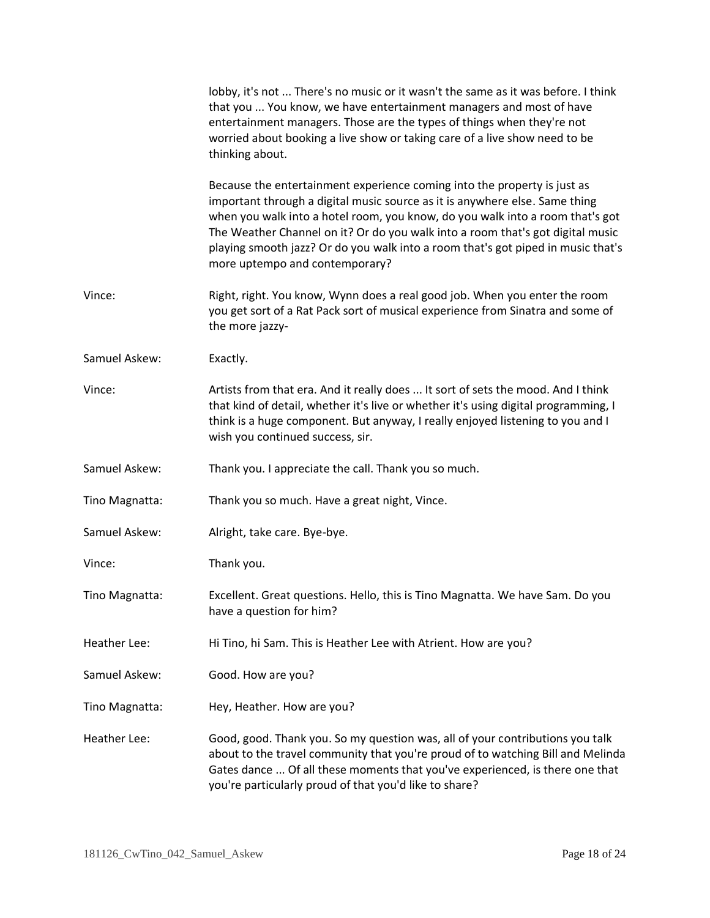lobby, it's not ... There's no music or it wasn't the same as it was before. I think that you ... You know, we have entertainment managers and most of have entertainment managers. Those are the types of things when they're not worried about booking a live show or taking care of a live show need to be thinking about.

Because the entertainment experience coming into the property is just as important through a digital music source as it is anywhere else. Same thing when you walk into a hotel room, you know, do you walk into a room that's got The Weather Channel on it? Or do you walk into a room that's got digital music playing smooth jazz? Or do you walk into a room that's got piped in music that's more uptempo and contemporary?

Vince: Right, right. You know, Wynn does a real good job. When you enter the room you get sort of a Rat Pack sort of musical experience from Sinatra and some of the more jazzy-

Samuel Askew: Exactly.

Vince: Artists from that era. And it really does ... It sort of sets the mood. And I think that kind of detail, whether it's live or whether it's using digital programming, I think is a huge component. But anyway, I really enjoyed listening to you and I wish you continued success, sir.

Samuel Askew: Thank you. I appreciate the call. Thank you so much.

Tino Magnatta: Thank you so much. Have a great night, Vince.

Samuel Askew: Alright, take care. Bye-bye.

Vince: Thank you.

Tino Magnatta: Excellent. Great questions. Hello, this is Tino Magnatta. We have Sam. Do you have a question for him?

Heather Lee: Hi Tino, hi Sam. This is Heather Lee with Atrient. How are you?

Samuel Askew: Good. How are you?

Tino Magnatta: Hey, Heather. How are you?

Heather Lee: Good, good. Thank you. So my question was, all of your contributions you talk about to the travel community that you're proud of to watching Bill and Melinda Gates dance ... Of all these moments that you've experienced, is there one that you're particularly proud of that you'd like to share?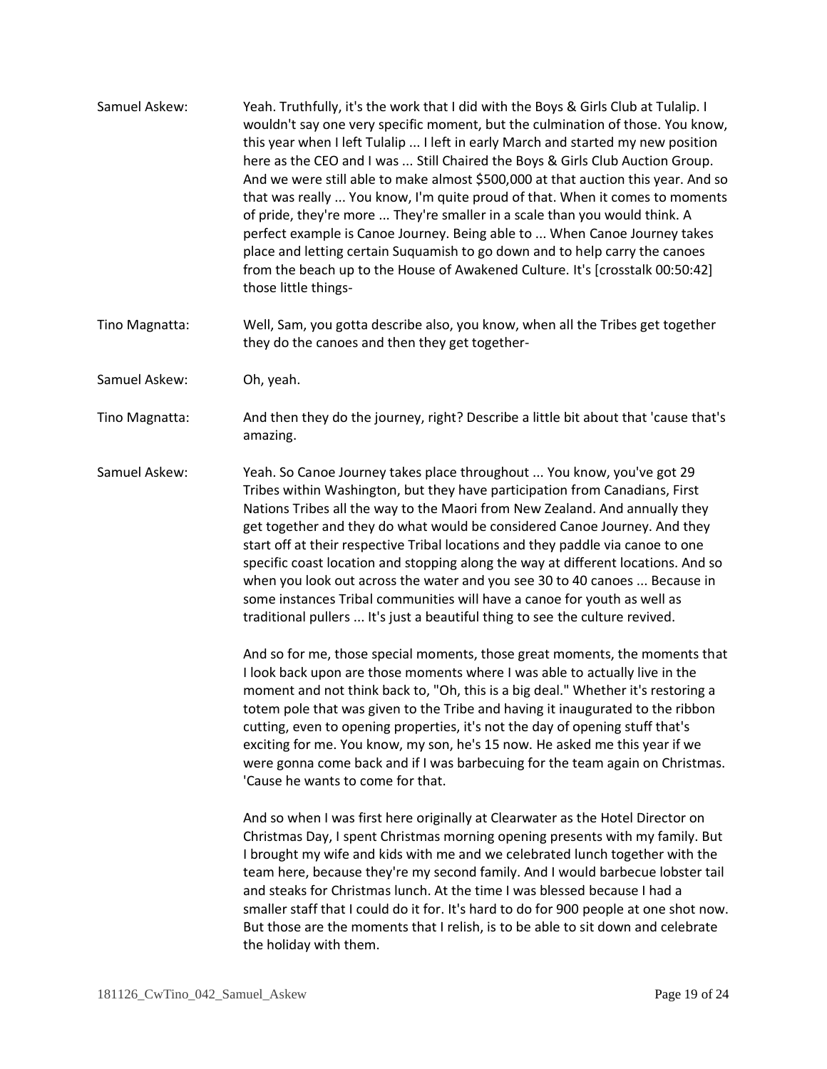Samuel Askew: Yeah. Truthfully, it's the work that I did with the Boys & Girls Club at Tulalip. I wouldn't say one very specific moment, but the culmination of those. You know, this year when I left Tulalip ... I left in early March and started my new position here as the CEO and I was ... Still Chaired the Boys & Girls Club Auction Group. And we were still able to make almost $500,000 at that auction this year. And so that was really ... You know, I'm quite proud of that. When it comes to moments of pride, they're more ... They're smaller in a scale than you would think. A perfect example is Canoe Journey. Being able to ... When Canoe Journey takes place and letting certain Suquamish to go down and to help carry the canoes from the beach up to the House of Awakened Culture. It's [crosstalk 00:50:42] those little things-

Tino Magnatta: Well, Sam, you gotta describe also, you know, when all the Tribes get together they do the canoes and then they get together-

Samuel Askew: Oh, yeah.

Tino Magnatta: And then they do the journey, right? Describe a little bit about that 'cause that's amazing.

Samuel Askew: Yeah. So Canoe Journey takes place throughout ... You know, you've got 29 Tribes within Washington, but they have participation from Canadians, First Nations Tribes all the way to the Maori from New Zealand. And annually they get together and they do what would be considered Canoe Journey. And they start off at their respective Tribal locations and they paddle via canoe to one specific coast location and stopping along the way at different locations. And so when you look out across the water and you see 30 to 40 canoes ... Because in some instances Tribal communities will have a canoe for youth as well as traditional pullers ... It's just a beautiful thing to see the culture revived.

And so for me, those special moments, those great moments, the moments that I look back upon are those moments where I was able to actually live in the moment and not think back to, "Oh, this is a big deal." Whether it's restoring a totem pole that was given to the Tribe and having it inaugurated to the ribbon cutting, even to opening properties, it's not the day of opening stuff that's exciting for me. You know, my son, he's 15 now. He asked me this year if we were gonna come back and if I was barbecuing for the team again on Christmas. 'Cause he wants to come for that.

And so when I was first here originally at Clearwater as the Hotel Director on Christmas Day, I spent Christmas morning opening presents with my family. But I brought my wife and kids with me and we celebrated lunch together with the team here, because they're my second family. And I would barbecue lobster tail and steaks for Christmas lunch. At the time I was blessed because I had a smaller staff that I could do it for. It's hard to do for 900 people at one shot now. But those are the moments that I relish, is to be able to sit down and celebrate the holiday with them.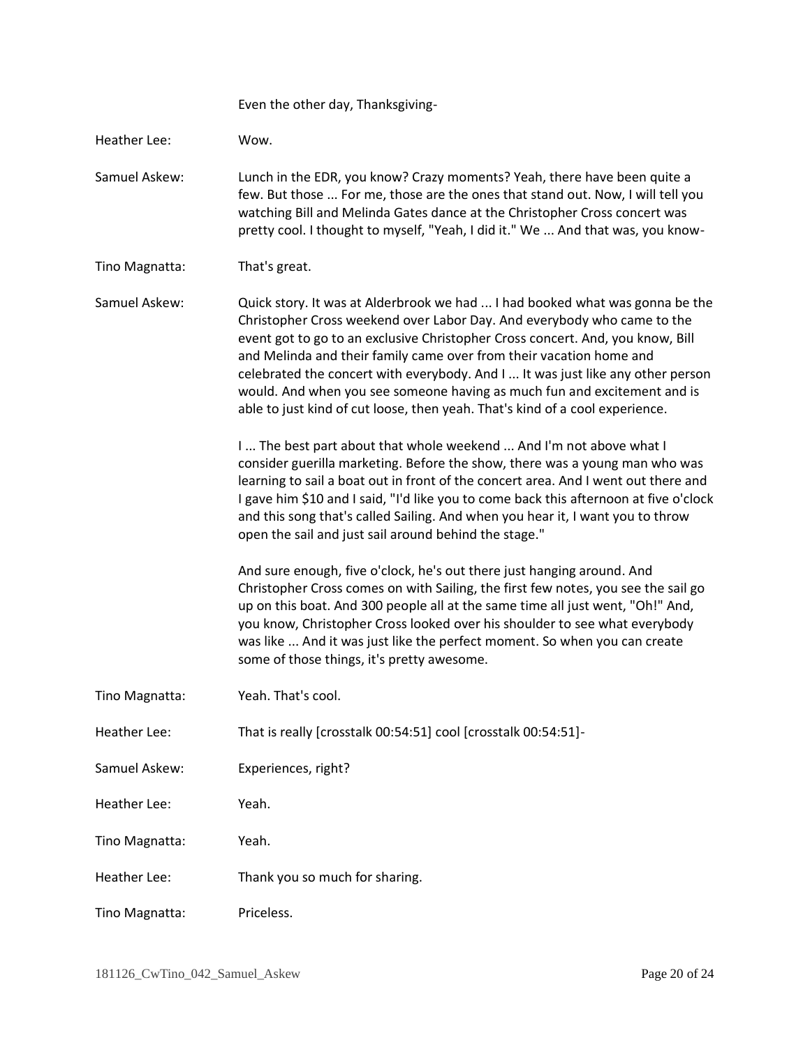Even the other day, Thanksgiving-

Heather Lee: Wow.

Samuel Askew: Lunch in the EDR, you know? Crazy moments? Yeah, there have been quite a few. But those ... For me, those are the ones that stand out. Now, I will tell you watching Bill and Melinda Gates dance at the Christopher Cross concert was pretty cool. I thought to myself, "Yeah, I did it." We ... And that was, you know-

Tino Magnatta: That's great.

Samuel Askew: Quick story. It was at Alderbrook we had ... I had booked what was gonna be the Christopher Cross weekend over Labor Day. And everybody who came to the event got to go to an exclusive Christopher Cross concert. And, you know, Bill and Melinda and their family came over from their vacation home and celebrated the concert with everybody. And I ... It was just like any other person would. And when you see someone having as much fun and excitement and is able to just kind of cut loose, then yeah. That's kind of a cool experience.

I ... The best part about that whole weekend ... And I'm not above what I consider guerilla marketing. Before the show, there was a young man who was learning to sail a boat out in front of the concert area. And I went out there and I gave him $10 and I said, "I'd like you to come back this afternoon at five o'clock and this song that's called Sailing. And when you hear it, I want you to throw open the sail and just sail around behind the stage."

And sure enough, five o'clock, he's out there just hanging around. And Christopher Cross comes on with Sailing, the first few notes, you see the sail go up on this boat. And 300 people all at the same time all just went, "Oh!" And, you know, Christopher Cross looked over his shoulder to see what everybody was like ... And it was just like the perfect moment. So when you can create some of those things, it's pretty awesome.

Tino Magnatta: Yeah. That's cool.

Heather Lee: That is really [crosstalk 00:54:51] cool [crosstalk 00:54:51]-

Samuel Askew: Experiences, right?

Heather Lee: Yeah.

Tino Magnatta: Yeah.

Heather Lee: Thank you so much for sharing.

Tino Magnatta: Priceless.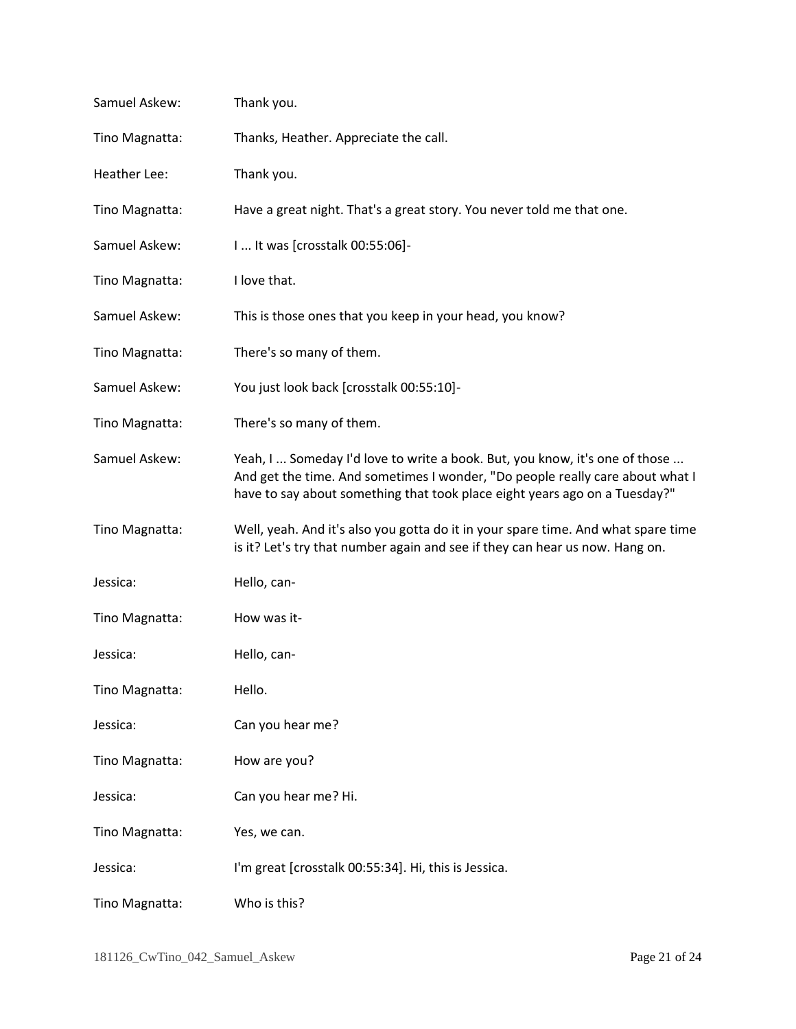Samuel Askew: Thank you.

Tino Magnatta: Thanks, Heather. Appreciate the call.

Heather Lee: Thank you.

Tino Magnatta: Have a great night. That's a great story. You never told me that one.

Samuel Askew: I ... It was [crosstalk 00:55:06]-

Tino Magnatta: I love that.

Samuel Askew: This is those ones that you keep in your head, you know?

Tino Magnatta: There's so many of them.

Samuel Askew: You just look back [crosstalk 00:55:10]-

Tino Magnatta: There's so many of them.

Samuel Askew: Yeah, I ... Someday I'd love to write a book. But, you know, it's one of those ... And get the time. And sometimes I wonder, "Do people really care about what I have to say about something that took place eight years ago on a Tuesday?"

Tino Magnatta: Well, yeah. And it's also you gotta do it in your spare time. And what spare time is it? Let's try that number again and see if they can hear us now. Hang on.

Jessica: Hello, can-

Tino Magnatta: How was it-

Jessica: Hello, can-

Tino Magnatta: Hello.

Jessica: Can you hear me?

Tino Magnatta: How are you?

Jessica: Can you hear me? Hi.

Tino Magnatta: Yes, we can.

Jessica: I'm great [crosstalk 00:55:34]. Hi, this is Jessica.

Tino Magnatta: Who is this?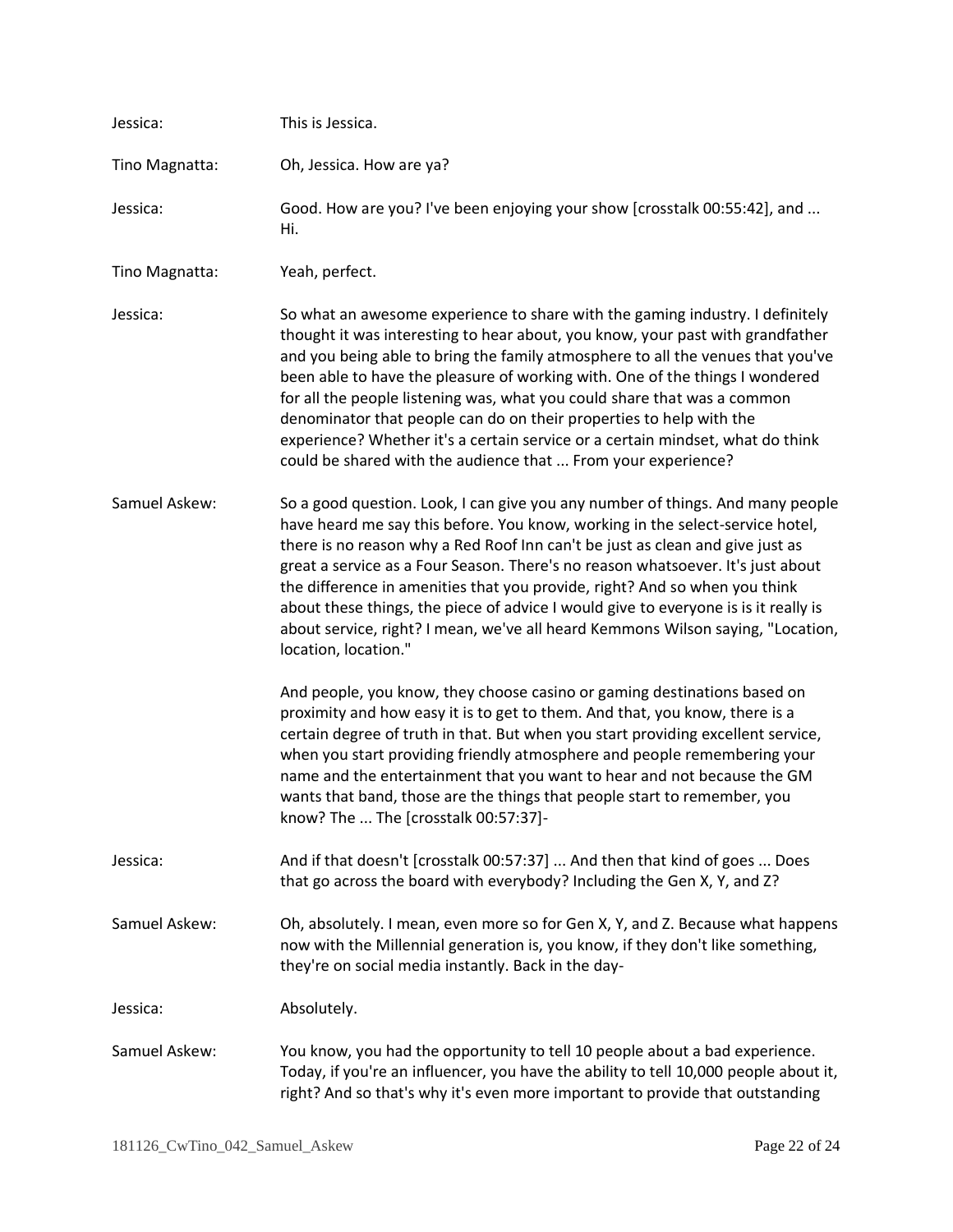Jessica: This is Jessica.

Tino Magnatta: Oh, Jessica. How are ya?

Jessica: Good. How are you? I've been enjoying your show [crosstalk 00:55:42], and ... Hi.

Tino Magnatta: Yeah, perfect.

Jessica: So what an awesome experience to share with the gaming industry. I definitely thought it was interesting to hear about, you know, your past with grandfather and you being able to bring the family atmosphere to all the venues that you've been able to have the pleasure of working with. One of the things I wondered for all the people listening was, what you could share that was a common denominator that people can do on their properties to help with the experience? Whether it's a certain service or a certain mindset, what do think could be shared with the audience that ... From your experience?

Samuel Askew: So a good question. Look, I can give you any number of things. And many people have heard me say this before. You know, working in the select-service hotel, there is no reason why a Red Roof Inn can't be just as clean and give just as great a service as a Four Season. There's no reason whatsoever. It's just about the difference in amenities that you provide, right? And so when you think about these things, the piece of advice I would give to everyone is is it really is about service, right? I mean, we've all heard Kemmons Wilson saying, "Location, location, location."

And people, you know, they choose casino or gaming destinations based on proximity and how easy it is to get to them. And that, you know, there is a certain degree of truth in that. But when you start providing excellent service, when you start providing friendly atmosphere and people remembering your name and the entertainment that you want to hear and not because the GM wants that band, those are the things that people start to remember, you know? The ... The [crosstalk 00:57:37]-

Jessica: And if that doesn't [crosstalk 00:57:37] ... And then that kind of goes ... Does that go across the board with everybody? Including the Gen X, Y, and Z?

Samuel Askew: Oh, absolutely. I mean, even more so for Gen X, Y, and Z. Because what happens now with the Millennial generation is, you know, if they don't like something, they're on social media instantly. Back in the day-

Jessica: Absolutely.

Samuel Askew: You know, you had the opportunity to tell 10 people about a bad experience. Today, if you're an influencer, you have the ability to tell 10,000 people about it, right? And so that's why it's even more important to provide that outstanding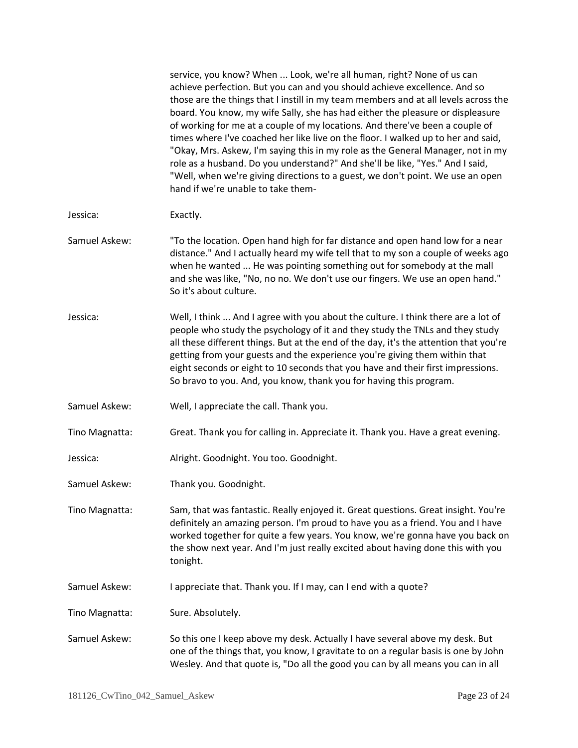service, you know? When ... Look, we're all human, right? None of us can achieve perfection. But you can and you should achieve excellence. And so those are the things that I instill in my team members and at all levels across the board. You know, my wife Sally, she has had either the pleasure or displeasure of working for me at a couple of my locations. And there've been a couple of times where I've coached her like live on the floor. I walked up to her and said, "Okay, Mrs. Askew, I'm saying this in my role as the General Manager, not in my role as a husband. Do you understand?" And she'll be like, "Yes." And I said, "Well, when we're giving directions to a guest, we don't point. We use an open hand if we're unable to take them-

Jessica: Exactly.

Samuel Askew: "To the location. Open hand high for far distance and open hand low for a near distance." And I actually heard my wife tell that to my son a couple of weeks ago when he wanted ... He was pointing something out for somebody at the mall and she was like, "No, no no. We don't use our fingers. We use an open hand." So it's about culture.

Jessica: Well, I think ... And I agree with you about the culture. I think there are a lot of people who study the psychology of it and they study the TNLs and they study all these different things. But at the end of the day, it's the attention that you're getting from your guests and the experience you're giving them within that eight seconds or eight to 10 seconds that you have and their first impressions. So bravo to you. And, you know, thank you for having this program.

Samuel Askew: Well, I appreciate the call. Thank you.

Tino Magnatta: Great. Thank you for calling in. Appreciate it. Thank you. Have a great evening.

Jessica: Alright. Goodnight. You too. Goodnight.

Samuel Askew: Thank you. Goodnight.

Tino Magnatta: Sam, that was fantastic. Really enjoyed it. Great questions. Great insight. You're definitely an amazing person. I'm proud to have you as a friend. You and I have worked together for quite a few years. You know, we're gonna have you back on the show next year. And I'm just really excited about having done this with you tonight.

Samuel Askew: I appreciate that. Thank you. If I may, can I end with a quote?

Tino Magnatta: Sure. Absolutely.

Samuel Askew: So this one I keep above my desk. Actually I have several above my desk. But one of the things that, you know, I gravitate to on a regular basis is one by John Wesley. And that quote is, "Do all the good you can by all means you can in all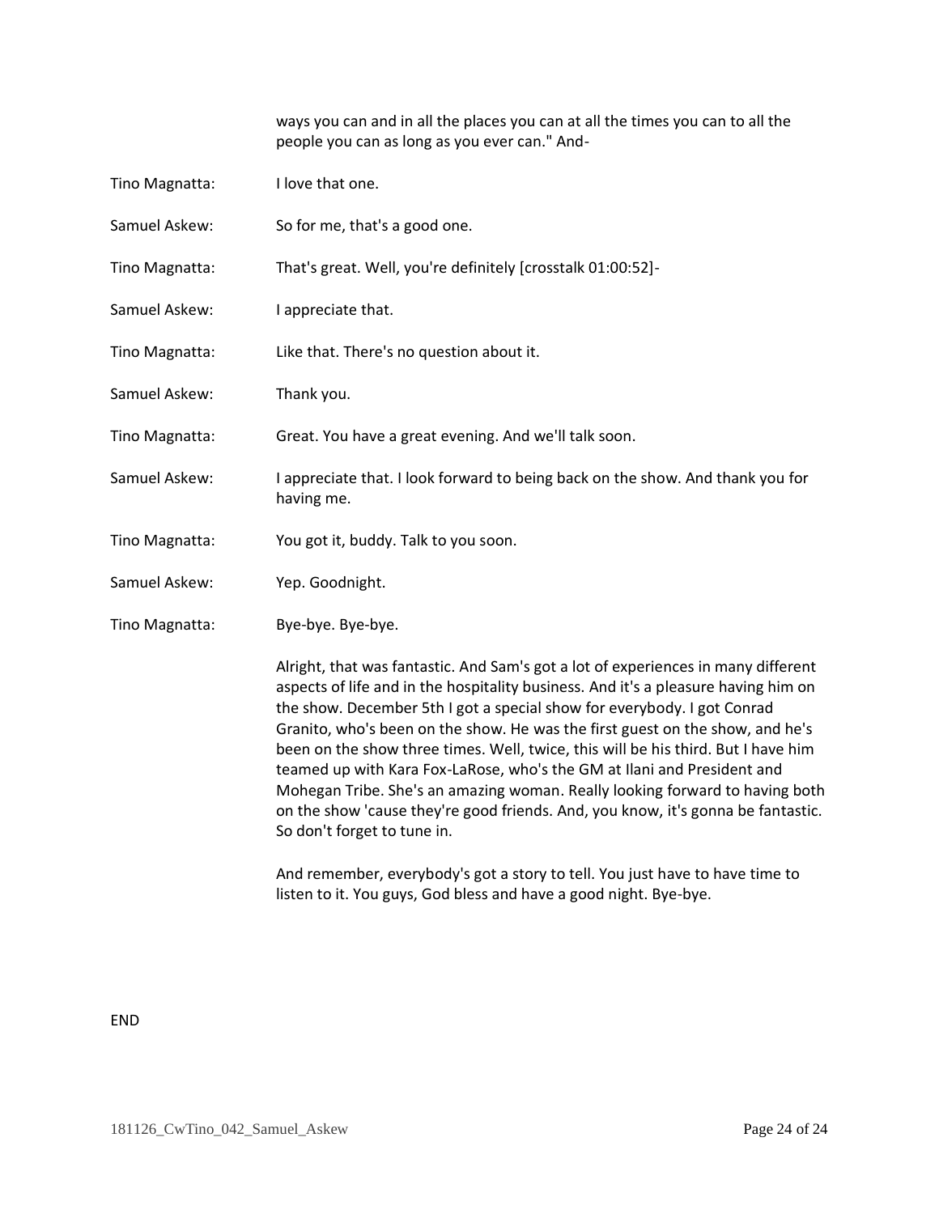ways you can and in all the places you can at all the times you can to all the people you can as long as you ever can." And-

Tino Magnatta: I love that one.

Samuel Askew: So for me, that's a good one.

Tino Magnatta: That's great. Well, you're definitely [crosstalk 01:00:52]-

Samuel Askew: I appreciate that.

Tino Magnatta: Like that. There's no question about it.

Samuel Askew: Thank you.

Tino Magnatta: Great. You have a great evening. And we'll talk soon.

Samuel Askew: I appreciate that. I look forward to being back on the show. And thank you for having me.

Tino Magnatta: You got it, buddy. Talk to you soon.

Samuel Askew: Yep. Goodnight.

Tino Magnatta: Bye-bye. Bye-bye.

Alright, that was fantastic. And Sam's got a lot of experiences in many different aspects of life and in the hospitality business. And it's a pleasure having him on the show. December 5th I got a special show for everybody. I got Conrad Granito, who's been on the show. He was the first guest on the show, and he's been on the show three times. Well, twice, this will be his third. But I have him teamed up with Kara Fox-LaRose, who's the GM at Ilani and President and Mohegan Tribe. She's an amazing woman. Really looking forward to having both on the show 'cause they're good friends. And, you know, it's gonna be fantastic. So don't forget to tune in.

And remember, everybody's got a story to tell. You just have to have time to listen to it. You guys, God bless and have a good night. Bye-bye.

END